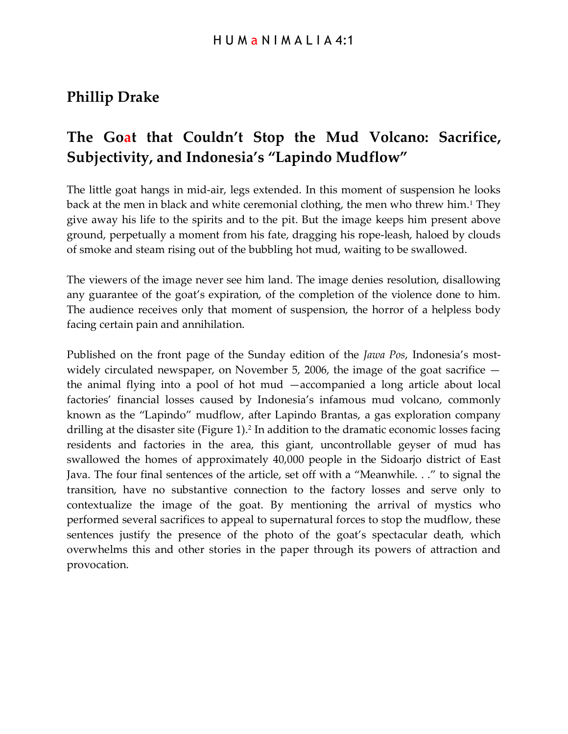## Phillip Drake

# The Goat that Couldn't Stop the Mud Volcano: Sacrifice, Subjectivity, and Indonesia's "Lapindo Mudflow"

The little goat hangs in mid-air, legs extended. In this moment of suspension he looks back at the men in black and white ceremonial clothing, the men who threw him.[1] They give away his life to the spirits and to the pit. But the image keeps him present above ground, perpetually a moment from his fate, dragging his rope-leash, haloed by clouds of smoke and steam rising out of the bubbling hot mud, waiting to be swallowed.

The viewers of the image never see him land. The image denies resolution, disallowing any guarantee of the goat's expiration, of the completion of the violence done to him. The audience receives only that moment of suspension, the horror of a helpless body facing certain pain and annihilation.

Published on the front page of the Sunday edition of the *Jawa Pos*, Indonesia's most-widely circulated newspaper, on November 5, 2006, the image of the goat sacrifice — the animal flying into a pool of hot mud —accompanied a long article about local factories' financial losses caused by Indonesia's infamous mud volcano, commonly known as the "Lapindo" mudflow, after Lapindo Brantas, a gas exploration company drilling at the disaster site (Figure 1).[2] In addition to the dramatic economic losses facing residents and factories in the area, this giant, uncontrollable geyser of mud has swallowed the homes of approximately 40,000 people in the Sidoarjo district of East Java. The four final sentences of the article, set off with a "Meanwhile. . ." to signal the transition, have no substantive connection to the factory losses and serve only to contextualize the image of the goat. By mentioning the arrival of mystics who performed several sacrifices to appeal to supernatural forces to stop the mudflow, these sentences justify the presence of the photo of the goat's spectacular death, which overwhelms this and other stories in the paper through its powers of attraction and provocation.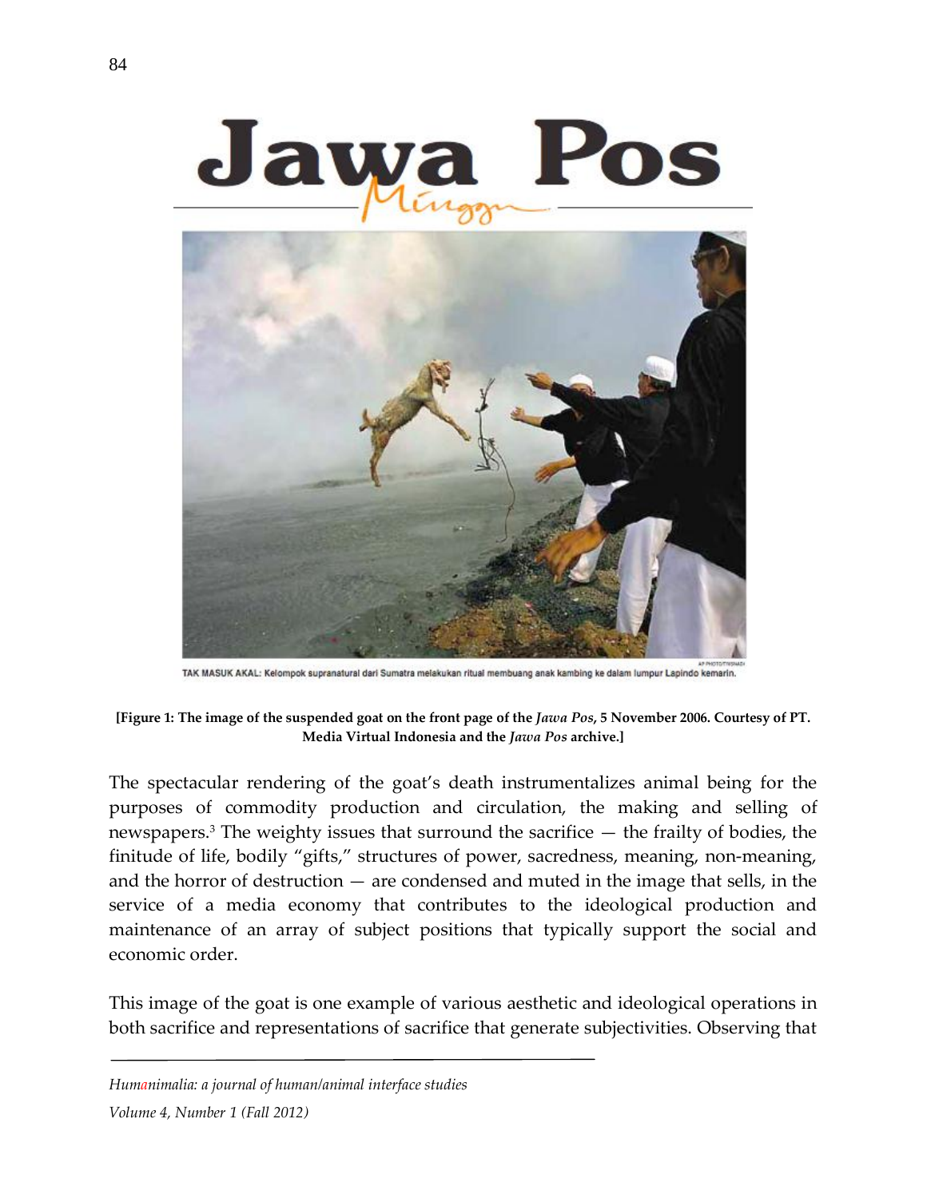TAK MASUK AKAL: Kelompok supranatural dari Sumatra melakukan ritual membuang anak kambing ke dalam lumpur Lapindo kemarin.

**[Figure 1: The image of the suspended goat on the front page of the *Jawa Pos*, 5 November 2006. Courtesy of PT. Media Virtual Indonesia and the *Jawa Pos* archive.]**

The spectacular rendering of the goat's death instrumentalizes animal being for the purposes of commodity production and circulation, the making and selling of newspapers.[3] The weighty issues that surround the sacrifice — the frailty of bodies, the finitude of life, bodily "gifts," structures of power, sacredness, meaning, non-meaning, and the horror of destruction — are condensed and muted in the image that sells, in the service of a media economy that contributes to the ideological production and maintenance of an array of subject positions that typically support the social and economic order.

This image of the goat is one example of various aesthetic and ideological operations in both sacrifice and representations of sacrifice that generate subjectivities. Observing that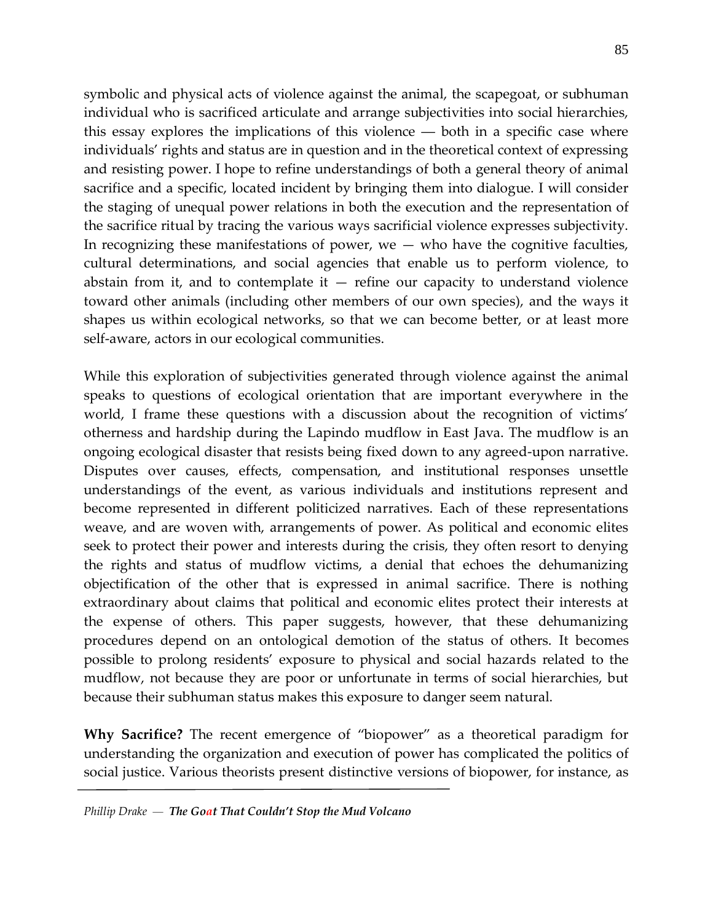symbolic and physical acts of violence against the animal, the scapegoat, or subhuman individual who is sacrificed articulate and arrange subjectivities into social hierarchies, this essay explores the implications of this violence — both in a specific case where individuals' rights and status are in question and in the theoretical context of expressing and resisting power. I hope to refine understandings of both a general theory of animal sacrifice and a specific, located incident by bringing them into dialogue. I will consider the staging of unequal power relations in both the execution and the representation of the sacrifice ritual by tracing the various ways sacrificial violence expresses subjectivity. In recognizing these manifestations of power, we — who have the cognitive faculties, cultural determinations, and social agencies that enable us to perform violence, to abstain from it, and to contemplate it — refine our capacity to understand violence toward other animals (including other members of our own species), and the ways it shapes us within ecological networks, so that we can become better, or at least more self-aware, actors in our ecological communities.

While this exploration of subjectivities generated through violence against the animal speaks to questions of ecological orientation that are important everywhere in the world, I frame these questions with a discussion about the recognition of victims' otherness and hardship during the Lapindo mudflow in East Java. The mudflow is an ongoing ecological disaster that resists being fixed down to any agreed-upon narrative. Disputes over causes, effects, compensation, and institutional responses unsettle understandings of the event, as various individuals and institutions represent and become represented in different politicized narratives. Each of these representations weave, and are woven with, arrangements of power. As political and economic elites seek to protect their power and interests during the crisis, they often resort to denying the rights and status of mudflow victims, a denial that echoes the dehumanizing objectification of the other that is expressed in animal sacrifice. There is nothing extraordinary about claims that political and economic elites protect their interests at the expense of others. This paper suggests, however, that these dehumanizing procedures depend on an ontological demotion of the status of others. It becomes possible to prolong residents' exposure to physical and social hazards related to the mudflow, not because they are poor or unfortunate in terms of social hierarchies, but because their subhuman status makes this exposure to danger seem natural.

**Why Sacrifice?** The recent emergence of "biopower" as a theoretical paradigm for understanding the organization and execution of power has complicated the politics of social justice. Various theorists present distinctive versions of biopower, for instance, as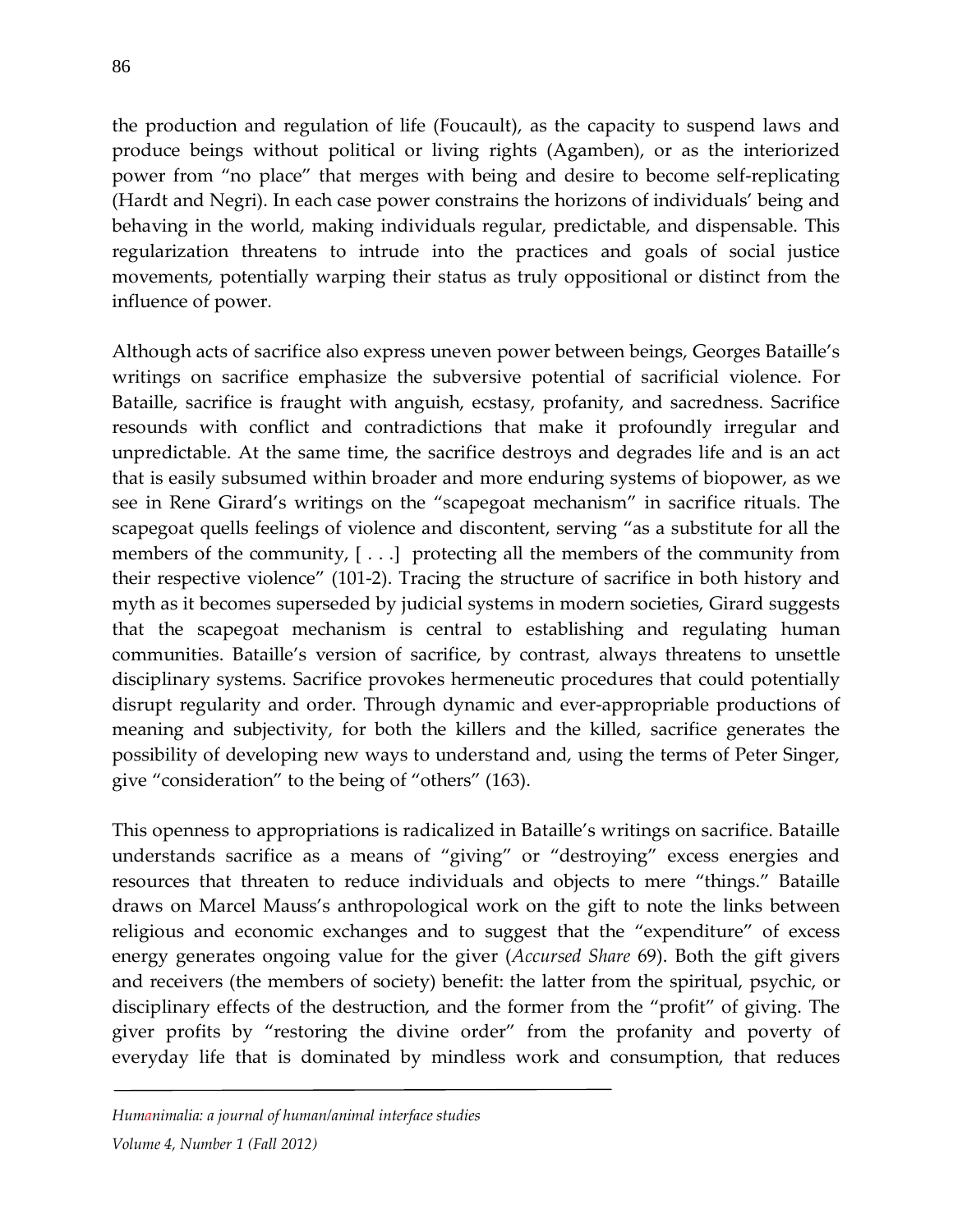the production and regulation of life (Foucault), as the capacity to suspend laws and produce beings without political or living rights (Agamben), or as the interiorized power from "no place" that merges with being and desire to become self-replicating (Hardt and Negri). In each case power constrains the horizons of individuals' being and behaving in the world, making individuals regular, predictable, and dispensable. This regularization threatens to intrude into the practices and goals of social justice movements, potentially warping their status as truly oppositional or distinct from the influence of power.

Although acts of sacrifice also express uneven power between beings, Georges Bataille's writings on sacrifice emphasize the subversive potential of sacrificial violence. For Bataille, sacrifice is fraught with anguish, ecstasy, profanity, and sacredness. Sacrifice resounds with conflict and contradictions that make it profoundly irregular and unpredictable. At the same time, the sacrifice destroys and degrades life and is an act that is easily subsumed within broader and more enduring systems of biopower, as we see in Rene Girard's writings on the "scapegoat mechanism" in sacrifice rituals. The scapegoat quells feelings of violence and discontent, serving "as a substitute for all the members of the community, [ . . .] protecting all the members of the community from their respective violence" (101-2). Tracing the structure of sacrifice in both history and myth as it becomes superseded by judicial systems in modern societies, Girard suggests that the scapegoat mechanism is central to establishing and regulating human communities. Bataille's version of sacrifice, by contrast, always threatens to unsettle disciplinary systems. Sacrifice provokes hermeneutic procedures that could potentially disrupt regularity and order. Through dynamic and ever-appropriable productions of meaning and subjectivity, for both the killers and the killed, sacrifice generates the possibility of developing new ways to understand and, using the terms of Peter Singer, give "consideration" to the being of "others" (163).

This openness to appropriations is radicalized in Bataille's writings on sacrifice. Bataille understands sacrifice as a means of "giving" or "destroying" excess energies and resources that threaten to reduce individuals and objects to mere "things." Bataille draws on Marcel Mauss's anthropological work on the gift to note the links between religious and economic exchanges and to suggest that the "expenditure" of excess energy generates ongoing value for the giver (*Accursed Share* 69). Both the gift givers and receivers (the members of society) benefit: the latter from the spiritual, psychic, or disciplinary effects of the destruction, and the former from the "profit" of giving. The giver profits by "restoring the divine order" from the profanity and poverty of everyday life that is dominated by mindless work and consumption, that reduces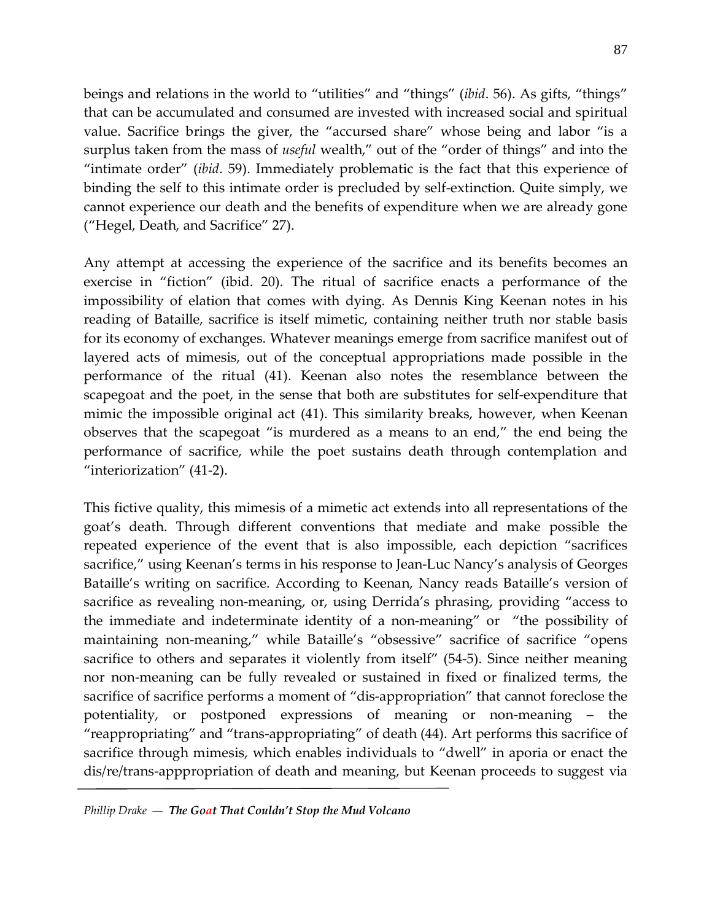beings and relations in the world to "utilities" and "things" (*ibid*. 56). As gifts, "things" that can be accumulated and consumed are invested with increased social and spiritual value. Sacrifice brings the giver, the "accursed share" whose being and labor "is a surplus taken from the mass of *useful* wealth," out of the "order of things" and into the "intimate order" (*ibid*. 59). Immediately problematic is the fact that this experience of binding the self to this intimate order is precluded by self-extinction. Quite simply, we cannot experience our death and the benefits of expenditure when we are already gone ("Hegel, Death, and Sacrifice" 27).

Any attempt at accessing the experience of the sacrifice and its benefits becomes an exercise in "fiction" (ibid. 20). The ritual of sacrifice enacts a performance of the impossibility of elation that comes with dying. As Dennis King Keenan notes in his reading of Bataille, sacrifice is itself mimetic, containing neither truth nor stable basis for its economy of exchanges. Whatever meanings emerge from sacrifice manifest out of layered acts of mimesis, out of the conceptual appropriations made possible in the performance of the ritual (41). Keenan also notes the resemblance between the scapegoat and the poet, in the sense that both are substitutes for self-expenditure that mimic the impossible original act (41). This similarity breaks, however, when Keenan observes that the scapegoat "is murdered as a means to an end," the end being the performance of sacrifice, while the poet sustains death through contemplation and "interiorization" (41-2).

This fictive quality, this mimesis of a mimetic act extends into all representations of the goat's death. Through different conventions that mediate and make possible the repeated experience of the event that is also impossible, each depiction "sacrifices sacrifice," using Keenan's terms in his response to Jean-Luc Nancy's analysis of Georges Bataille's writing on sacrifice. According to Keenan, Nancy reads Bataille's version of sacrifice as revealing non-meaning, or, using Derrida's phrasing, providing "access to the immediate and indeterminate identity of a non-meaning" or "the possibility of maintaining non-meaning," while Bataille's "obsessive" sacrifice of sacrifice "opens sacrifice to others and separates it violently from itself" (54-5). Since neither meaning nor non-meaning can be fully revealed or sustained in fixed or finalized terms, the sacrifice of sacrifice performs a moment of "dis-appropriation" that cannot foreclose the potentiality, or postponed expressions of meaning or non-meaning – the "reappropriating" and "trans-appropriating" of death (44). Art performs this sacrifice of sacrifice through mimesis, which enables individuals to "dwell" in aporia or enact the dis/re/trans-apppropriation of death and meaning, but Keenan proceeds to suggest via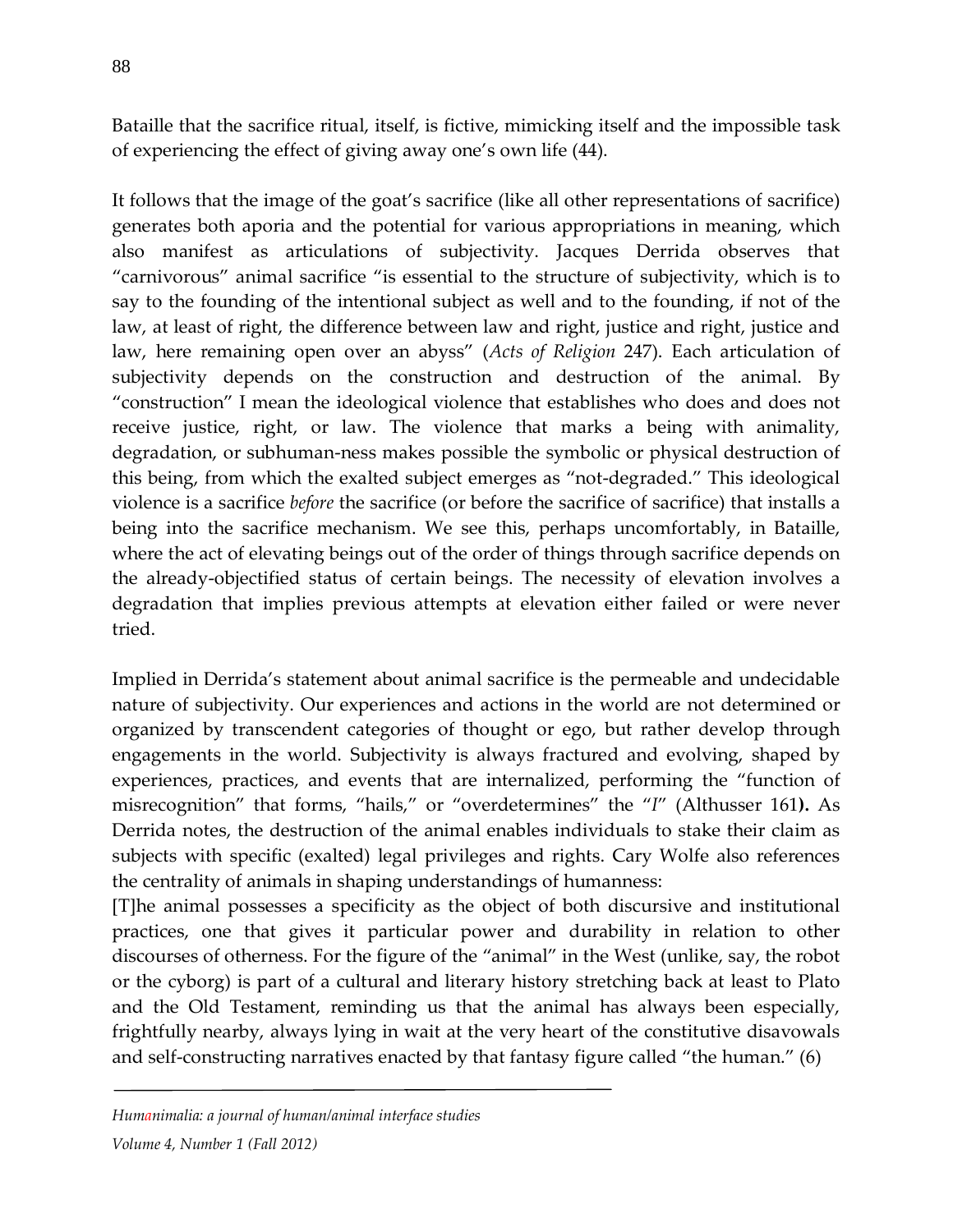Bataille that the sacrifice ritual, itself, is fictive, mimicking itself and the impossible task of experiencing the effect of giving away one's own life (44).

It follows that the image of the goat's sacrifice (like all other representations of sacrifice) generates both aporia and the potential for various appropriations in meaning, which also manifest as articulations of subjectivity. Jacques Derrida observes that "carnivorous" animal sacrifice "is essential to the structure of subjectivity, which is to say to the founding of the intentional subject as well and to the founding, if not of the law, at least of right, the difference between law and right, justice and right, justice and law, here remaining open over an abyss" (*Acts of Religion* 247). Each articulation of subjectivity depends on the construction and destruction of the animal. By "construction" I mean the ideological violence that establishes who does and does not receive justice, right, or law. The violence that marks a being with animality, degradation, or subhuman-ness makes possible the symbolic or physical destruction of this being, from which the exalted subject emerges as "not-degraded." This ideological violence is a sacrifice *before* the sacrifice (or before the sacrifice of sacrifice) that installs a being into the sacrifice mechanism. We see this, perhaps uncomfortably, in Bataille, where the act of elevating beings out of the order of things through sacrifice depends on the already-objectified status of certain beings. The necessity of elevation involves a degradation that implies previous attempts at elevation either failed or were never tried.

Implied in Derrida's statement about animal sacrifice is the permeable and undecidable nature of subjectivity. Our experiences and actions in the world are not determined or organized by transcendent categories of thought or ego, but rather develop through engagements in the world. Subjectivity is always fractured and evolving, shaped by experiences, practices, and events that are internalized, performing the "function of misrecognition" that forms, "hails," or "overdetermines" the "*I*" (Althusser 161**).** As Derrida notes, the destruction of the animal enables individuals to stake their claim as subjects with specific (exalted) legal privileges and rights. Cary Wolfe also references the centrality of animals in shaping understandings of humanness:

> [T]he animal possesses a specificity as the object of both discursive and institutional practices, one that gives it particular power and durability in relation to other discourses of otherness. For the figure of the "animal" in the West (unlike, say, the robot or the cyborg) is part of a cultural and literary history stretching back at least to Plato and the Old Testament, reminding us that the animal has always been especially, frightfully nearby, always lying in wait at the very heart of the constitutive disavowals and self-constructing narratives enacted by that fantasy figure called "the human." (6)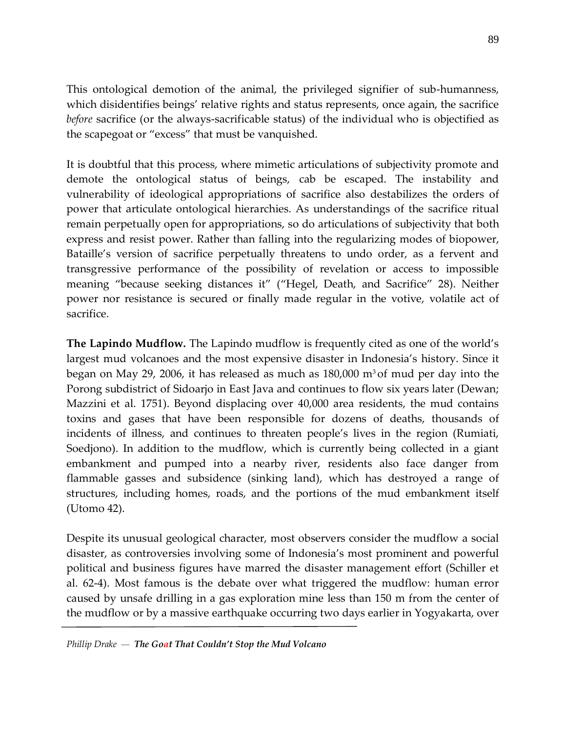This ontological demotion of the animal, the privileged signifier of sub-humanness, which disidentifies beings' relative rights and status represents, once again, the sacrifice *before* sacrifice (or the always-sacrificable status) of the individual who is objectified as the scapegoat or "excess" that must be vanquished.

It is doubtful that this process, where mimetic articulations of subjectivity promote and demote the ontological status of beings, cab be escaped. The instability and vulnerability of ideological appropriations of sacrifice also destabilizes the orders of power that articulate ontological hierarchies. As understandings of the sacrifice ritual remain perpetually open for appropriations, so do articulations of subjectivity that both express and resist power. Rather than falling into the regularizing modes of biopower, Bataille's version of sacrifice perpetually threatens to undo order, as a fervent and transgressive performance of the possibility of revelation or access to impossible meaning "because seeking distances it" ("Hegel, Death, and Sacrifice" 28). Neither power nor resistance is secured or finally made regular in the votive, volatile act of sacrifice.

**The Lapindo Mudflow.** The Lapindo mudflow is frequently cited as one of the world's largest mud volcanoes and the most expensive disaster in Indonesia's history. Since it began on May 29, 2006, it has released as much as 180,000 $m^3$ of mud per day into the Porong subdistrict of Sidoarjo in East Java and continues to flow six years later (Dewan; Mazzini et al. 1751). Beyond displacing over 40,000 area residents, the mud contains toxins and gases that have been responsible for dozens of deaths, thousands of incidents of illness, and continues to threaten people's lives in the region (Rumiati, Soedjono). In addition to the mudflow, which is currently being collected in a giant embankment and pumped into a nearby river, residents also face danger from flammable gasses and subsidence (sinking land), which has destroyed a range of structures, including homes, roads, and the portions of the mud embankment itself (Utomo 42).

Despite its unusual geological character, most observers consider the mudflow a social disaster, as controversies involving some of Indonesia's most prominent and powerful political and business figures have marred the disaster management effort (Schiller et al. 62-4). Most famous is the debate over what triggered the mudflow: human error caused by unsafe drilling in a gas exploration mine less than 150 m from the center of the mudflow or by a massive earthquake occurring two days earlier in Yogyakarta, over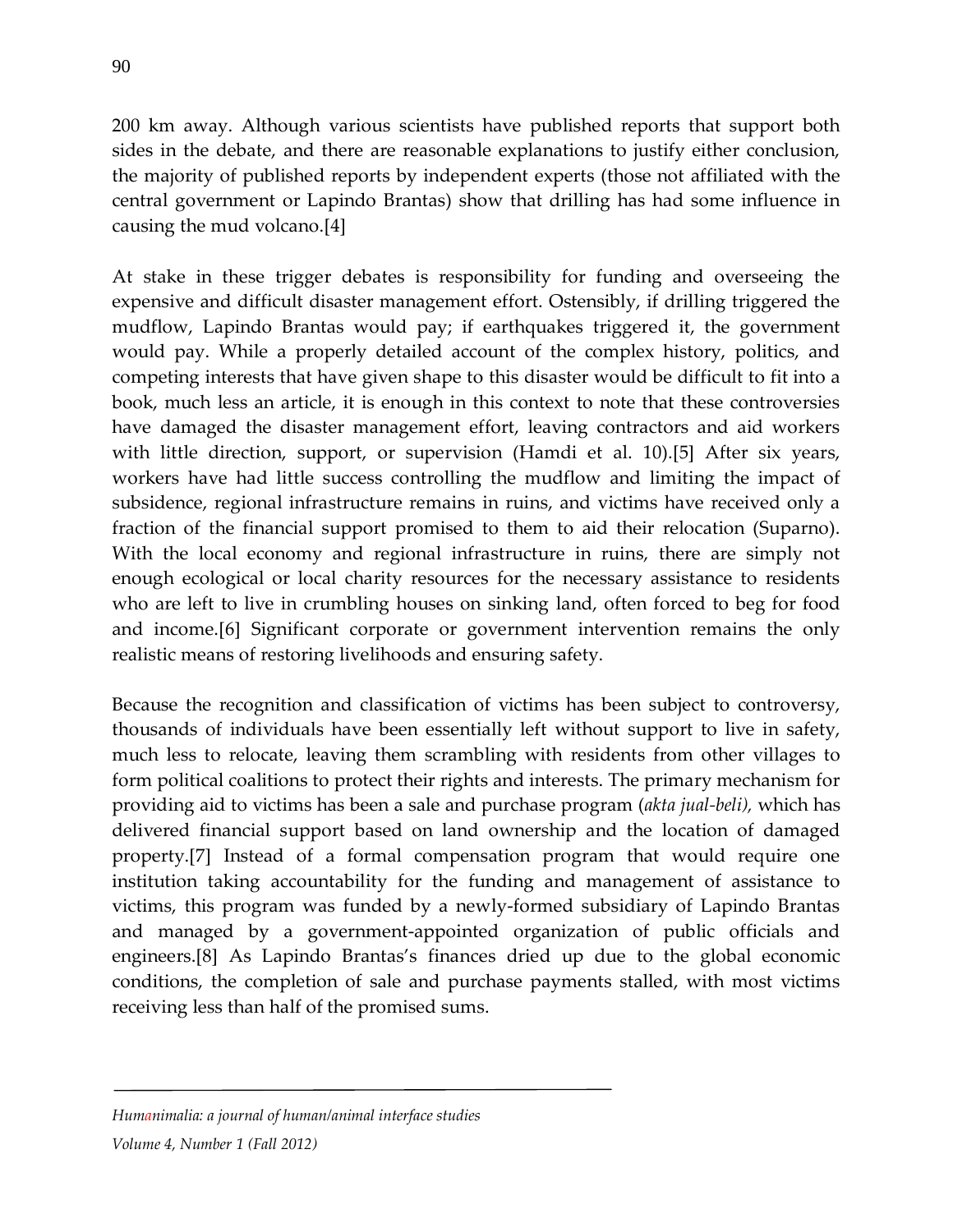200 km away. Although various scientists have published reports that support both sides in the debate, and there are reasonable explanations to justify either conclusion, the majority of published reports by independent experts (those not affiliated with the central government or Lapindo Brantas) show that drilling has had some influence in causing the mud volcano.[4]

At stake in these trigger debates is responsibility for funding and overseeing the expensive and difficult disaster management effort. Ostensibly, if drilling triggered the mudflow, Lapindo Brantas would pay; if earthquakes triggered it, the government would pay. While a properly detailed account of the complex history, politics, and competing interests that have given shape to this disaster would be difficult to fit into a book, much less an article, it is enough in this context to note that these controversies have damaged the disaster management effort, leaving contractors and aid workers with little direction, support, or supervision (Hamdi et al. 10).[5] After six years, workers have had little success controlling the mudflow and limiting the impact of subsidence, regional infrastructure remains in ruins, and victims have received only a fraction of the financial support promised to them to aid their relocation (Suparno). With the local economy and regional infrastructure in ruins, there are simply not enough ecological or local charity resources for the necessary assistance to residents who are left to live in crumbling houses on sinking land, often forced to beg for food and income.[6] Significant corporate or government intervention remains the only realistic means of restoring livelihoods and ensuring safety.

Because the recognition and classification of victims has been subject to controversy, thousands of individuals have been essentially left without support to live in safety, much less to relocate, leaving them scrambling with residents from other villages to form political coalitions to protect their rights and interests. The primary mechanism for providing aid to victims has been a sale and purchase program (*akta jual-beli),* which has delivered financial support based on land ownership and the location of damaged property.[7] Instead of a formal compensation program that would require one institution taking accountability for the funding and management of assistance to victims, this program was funded by a newly-formed subsidiary of Lapindo Brantas and managed by a government-appointed organization of public officials and engineers.[8] As Lapindo Brantas's finances dried up due to the global economic conditions, the completion of sale and purchase payments stalled, with most victims receiving less than half of the promised sums.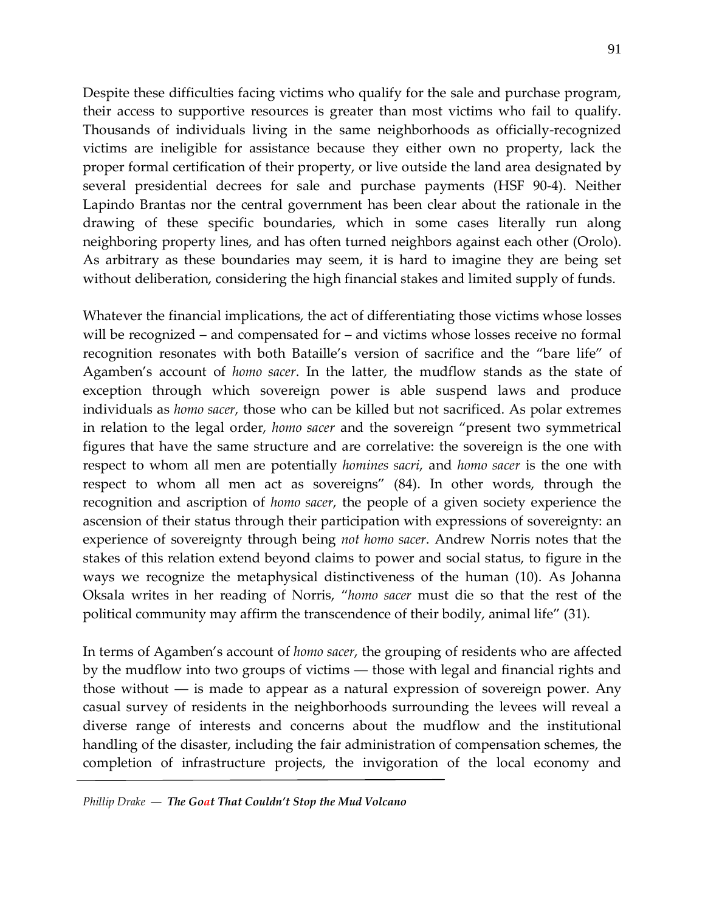Despite these difficulties facing victims who qualify for the sale and purchase program, their access to supportive resources is greater than most victims who fail to qualify. Thousands of individuals living in the same neighborhoods as officially-recognized victims are ineligible for assistance because they either own no property, lack the proper formal certification of their property, or live outside the land area designated by several presidential decrees for sale and purchase payments (HSF 90-4). Neither Lapindo Brantas nor the central government has been clear about the rationale in the drawing of these specific boundaries, which in some cases literally run along neighboring property lines, and has often turned neighbors against each other (Orolo). As arbitrary as these boundaries may seem, it is hard to imagine they are being set without deliberation, considering the high financial stakes and limited supply of funds.

Whatever the financial implications, the act of differentiating those victims whose losses will be recognized – and compensated for – and victims whose losses receive no formal recognition resonates with both Bataille's version of sacrifice and the "bare life" of Agamben's account of *homo sacer*. In the latter, the mudflow stands as the state of exception through which sovereign power is able suspend laws and produce individuals as *homo sacer*, those who can be killed but not sacrificed. As polar extremes in relation to the legal order, *homo sacer* and the sovereign "present two symmetrical figures that have the same structure and are correlative: the sovereign is the one with respect to whom all men are potentially *homines sacri*, and *homo sacer* is the one with respect to whom all men act as sovereigns" (84). In other words, through the recognition and ascription of *homo sacer*, the people of a given society experience the ascension of their status through their participation with expressions of sovereignty: an experience of sovereignty through being *not homo sacer*. Andrew Norris notes that the stakes of this relation extend beyond claims to power and social status, to figure in the ways we recognize the metaphysical distinctiveness of the human (10). As Johanna Oksala writes in her reading of Norris, "*homo sacer* must die so that the rest of the political community may affirm the transcendence of their bodily, animal life" (31).

In terms of Agamben's account of *homo sacer*, the grouping of residents who are affected by the mudflow into two groups of victims — those with legal and financial rights and those without — is made to appear as a natural expression of sovereign power. Any casual survey of residents in the neighborhoods surrounding the levees will reveal a diverse range of interests and concerns about the mudflow and the institutional handling of the disaster, including the fair administration of compensation schemes, the completion of infrastructure projects, the invigoration of the local economy and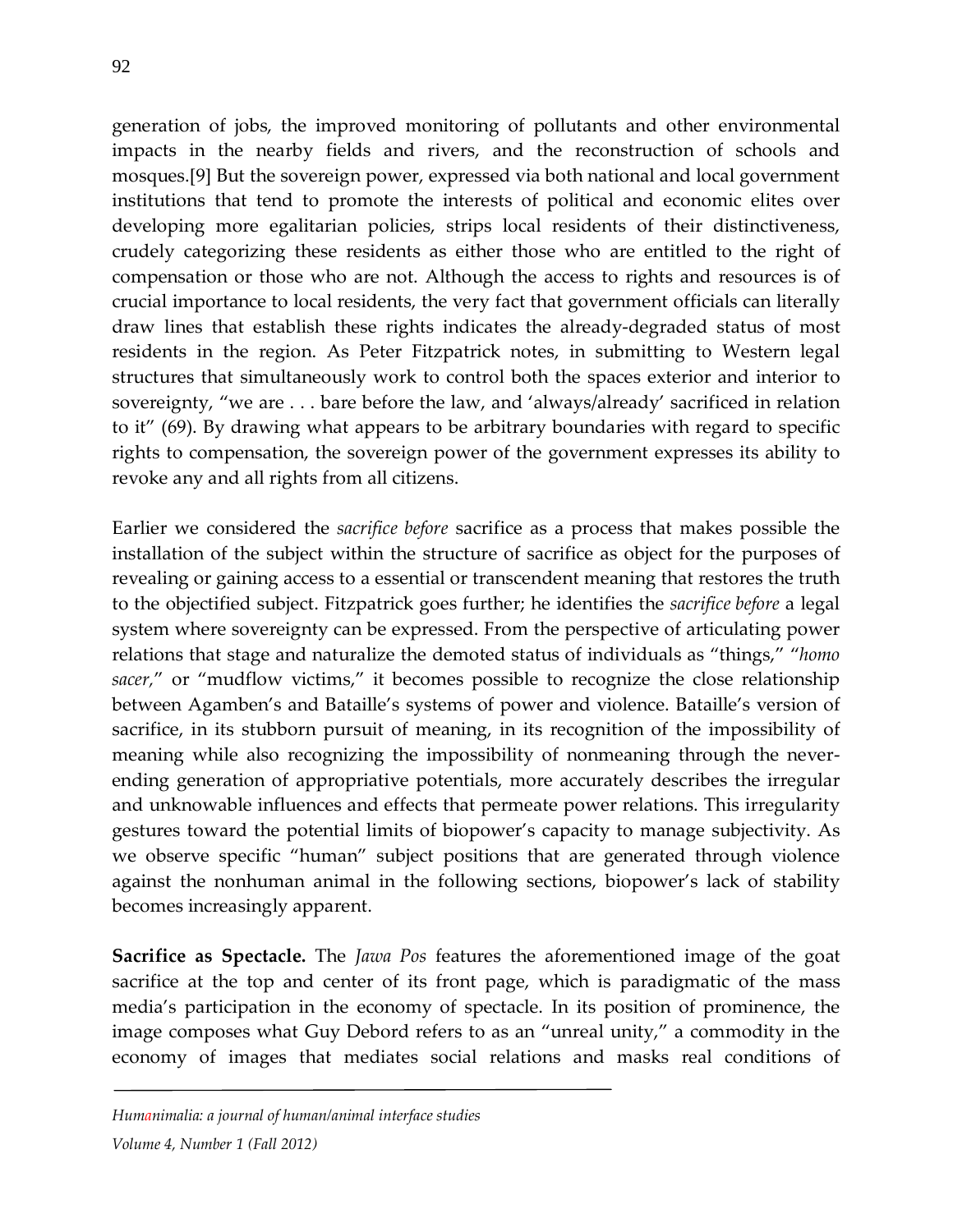generation of jobs, the improved monitoring of pollutants and other environmental impacts in the nearby fields and rivers, and the reconstruction of schools and mosques.[9] But the sovereign power, expressed via both national and local government institutions that tend to promote the interests of political and economic elites over developing more egalitarian policies, strips local residents of their distinctiveness, crudely categorizing these residents as either those who are entitled to the right of compensation or those who are not. Although the access to rights and resources is of crucial importance to local residents, the very fact that government officials can literally draw lines that establish these rights indicates the already-degraded status of most residents in the region. As Peter Fitzpatrick notes, in submitting to Western legal structures that simultaneously work to control both the spaces exterior and interior to sovereignty, "we are . . . bare before the law, and 'always/already' sacrificed in relation to it" (69). By drawing what appears to be arbitrary boundaries with regard to specific rights to compensation, the sovereign power of the government expresses its ability to revoke any and all rights from all citizens.

Earlier we considered the *sacrifice before* sacrifice as a process that makes possible the installation of the subject within the structure of sacrifice as object for the purposes of revealing or gaining access to a essential or transcendent meaning that restores the truth to the objectified subject. Fitzpatrick goes further; he identifies the *sacrifice before* a legal system where sovereignty can be expressed. From the perspective of articulating power relations that stage and naturalize the demoted status of individuals as "things," "*homo sacer*," or "mudflow victims," it becomes possible to recognize the close relationship between Agamben's and Bataille's systems of power and violence. Bataille's version of sacrifice, in its stubborn pursuit of meaning, in its recognition of the impossibility of meaning while also recognizing the impossibility of nonmeaning through the never-ending generation of appropriative potentials, more accurately describes the irregular and unknowable influences and effects that permeate power relations. This irregularity gestures toward the potential limits of biopower's capacity to manage subjectivity. As we observe specific "human" subject positions that are generated through violence against the nonhuman animal in the following sections, biopower's lack of stability becomes increasingly apparent.

**Sacrifice as Spectacle.** The *Jawa Pos* features the aforementioned image of the goat sacrifice at the top and center of its front page, which is paradigmatic of the mass media's participation in the economy of spectacle. In its position of prominence, the image composes what Guy Debord refers to as an "unreal unity," a commodity in the economy of images that mediates social relations and masks real conditions of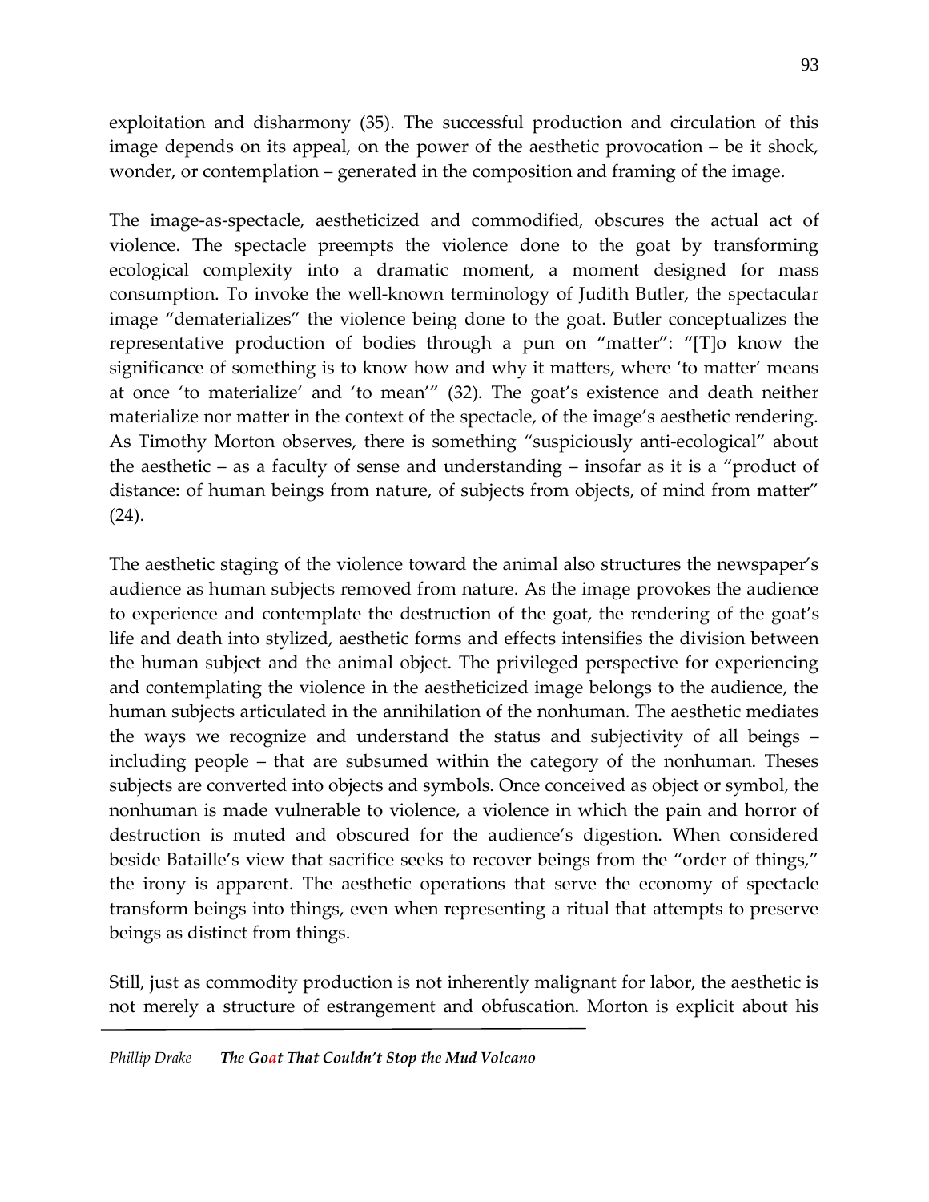exploitation and disharmony (35). The successful production and circulation of this image depends on its appeal, on the power of the aesthetic provocation – be it shock, wonder, or contemplation – generated in the composition and framing of the image.

The image-as-spectacle, aestheticized and commodified, obscures the actual act of violence. The spectacle preempts the violence done to the goat by transforming ecological complexity into a dramatic moment, a moment designed for mass consumption. To invoke the well-known terminology of Judith Butler, the spectacular image "dematerializes" the violence being done to the goat. Butler conceptualizes the representative production of bodies through a pun on "matter": "[T]o know the significance of something is to know how and why it matters, where 'to matter' means at once 'to materialize' and 'to mean'" (32). The goat's existence and death neither materialize nor matter in the context of the spectacle, of the image's aesthetic rendering. As Timothy Morton observes, there is something "suspiciously anti-ecological" about the aesthetic – as a faculty of sense and understanding – insofar as it is a "product of distance: of human beings from nature, of subjects from objects, of mind from matter" (24).

The aesthetic staging of the violence toward the animal also structures the newspaper's audience as human subjects removed from nature. As the image provokes the audience to experience and contemplate the destruction of the goat, the rendering of the goat's life and death into stylized, aesthetic forms and effects intensifies the division between the human subject and the animal object. The privileged perspective for experiencing and contemplating the violence in the aestheticized image belongs to the audience, the human subjects articulated in the annihilation of the nonhuman. The aesthetic mediates the ways we recognize and understand the status and subjectivity of all beings – including people – that are subsumed within the category of the nonhuman. Theses subjects are converted into objects and symbols. Once conceived as object or symbol, the nonhuman is made vulnerable to violence, a violence in which the pain and horror of destruction is muted and obscured for the audience's digestion. When considered beside Bataille's view that sacrifice seeks to recover beings from the "order of things," the irony is apparent. The aesthetic operations that serve the economy of spectacle transform beings into things, even when representing a ritual that attempts to preserve beings as distinct from things.

Still, just as commodity production is not inherently malignant for labor, the aesthetic is not merely a structure of estrangement and obfuscation. Morton is explicit about his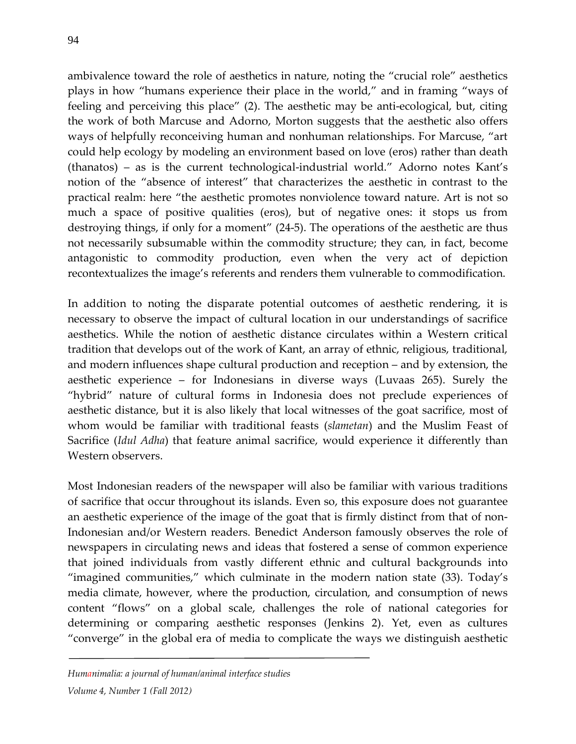ambivalence toward the role of aesthetics in nature, noting the "crucial role" aesthetics plays in how "humans experience their place in the world," and in framing "ways of feeling and perceiving this place" (2). The aesthetic may be anti-ecological, but, citing the work of both Marcuse and Adorno, Morton suggests that the aesthetic also offers ways of helpfully reconceiving human and nonhuman relationships. For Marcuse, "art could help ecology by modeling an environment based on love (eros) rather than death (thanatos) – as is the current technological-industrial world." Adorno notes Kant's notion of the "absence of interest" that characterizes the aesthetic in contrast to the practical realm: here "the aesthetic promotes nonviolence toward nature. Art is not so much a space of positive qualities (eros), but of negative ones: it stops us from destroying things, if only for a moment" (24-5). The operations of the aesthetic are thus not necessarily subsumable within the commodity structure; they can, in fact, become antagonistic to commodity production, even when the very act of depiction recontextualizes the image's referents and renders them vulnerable to commodification.

In addition to noting the disparate potential outcomes of aesthetic rendering, it is necessary to observe the impact of cultural location in our understandings of sacrifice aesthetics. While the notion of aesthetic distance circulates within a Western critical tradition that develops out of the work of Kant, an array of ethnic, religious, traditional, and modern influences shape cultural production and reception – and by extension, the aesthetic experience – for Indonesians in diverse ways (Luvaas 265). Surely the "hybrid" nature of cultural forms in Indonesia does not preclude experiences of aesthetic distance, but it is also likely that local witnesses of the goat sacrifice, most of whom would be familiar with traditional feasts (*slametan*) and the Muslim Feast of Sacrifice (*Idul Adha*) that feature animal sacrifice, would experience it differently than Western observers.

Most Indonesian readers of the newspaper will also be familiar with various traditions of sacrifice that occur throughout its islands. Even so, this exposure does not guarantee an aesthetic experience of the image of the goat that is firmly distinct from that of non-Indonesian and/or Western readers. Benedict Anderson famously observes the role of newspapers in circulating news and ideas that fostered a sense of common experience that joined individuals from vastly different ethnic and cultural backgrounds into "imagined communities," which culminate in the modern nation state (33). Today's media climate, however, where the production, circulation, and consumption of news content "flows" on a global scale, challenges the role of national categories for determining or comparing aesthetic responses (Jenkins 2). Yet, even as cultures "converge" in the global era of media to complicate the ways we distinguish aesthetic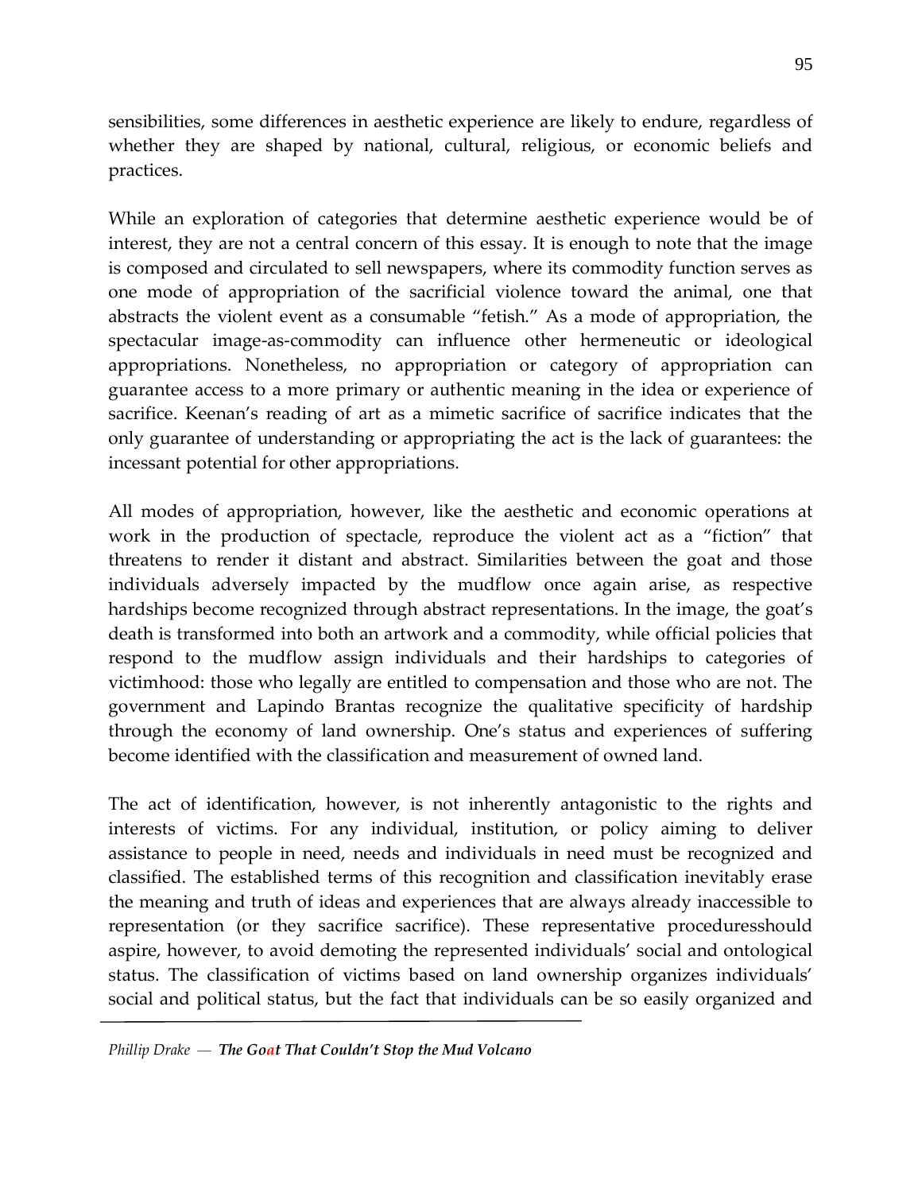sensibilities, some differences in aesthetic experience are likely to endure, regardless of whether they are shaped by national, cultural, religious, or economic beliefs and practices.

While an exploration of categories that determine aesthetic experience would be of interest, they are not a central concern of this essay. It is enough to note that the image is composed and circulated to sell newspapers, where its commodity function serves as one mode of appropriation of the sacrificial violence toward the animal, one that abstracts the violent event as a consumable "fetish." As a mode of appropriation, the spectacular image-as-commodity can influence other hermeneutic or ideological appropriations. Nonetheless, no appropriation or category of appropriation can guarantee access to a more primary or authentic meaning in the idea or experience of sacrifice. Keenan's reading of art as a mimetic sacrifice of sacrifice indicates that the only guarantee of understanding or appropriating the act is the lack of guarantees: the incessant potential for other appropriations.

All modes of appropriation, however, like the aesthetic and economic operations at work in the production of spectacle, reproduce the violent act as a "fiction" that threatens to render it distant and abstract. Similarities between the goat and those individuals adversely impacted by the mudflow once again arise, as respective hardships become recognized through abstract representations. In the image, the goat's death is transformed into both an artwork and a commodity, while official policies that respond to the mudflow assign individuals and their hardships to categories of victimhood: those who legally are entitled to compensation and those who are not. The government and Lapindo Brantas recognize the qualitative specificity of hardship through the economy of land ownership. One's status and experiences of suffering become identified with the classification and measurement of owned land.

The act of identification, however, is not inherently antagonistic to the rights and interests of victims. For any individual, institution, or policy aiming to deliver assistance to people in need, needs and individuals in need must be recognized and classified. The established terms of this recognition and classification inevitably erase the meaning and truth of ideas and experiences that are always already inaccessible to representation (or they sacrifice sacrifice). These representative proceduresshould aspire, however, to avoid demoting the represented individuals' social and ontological status. The classification of victims based on land ownership organizes individuals' social and political status, but the fact that individuals can be so easily organized and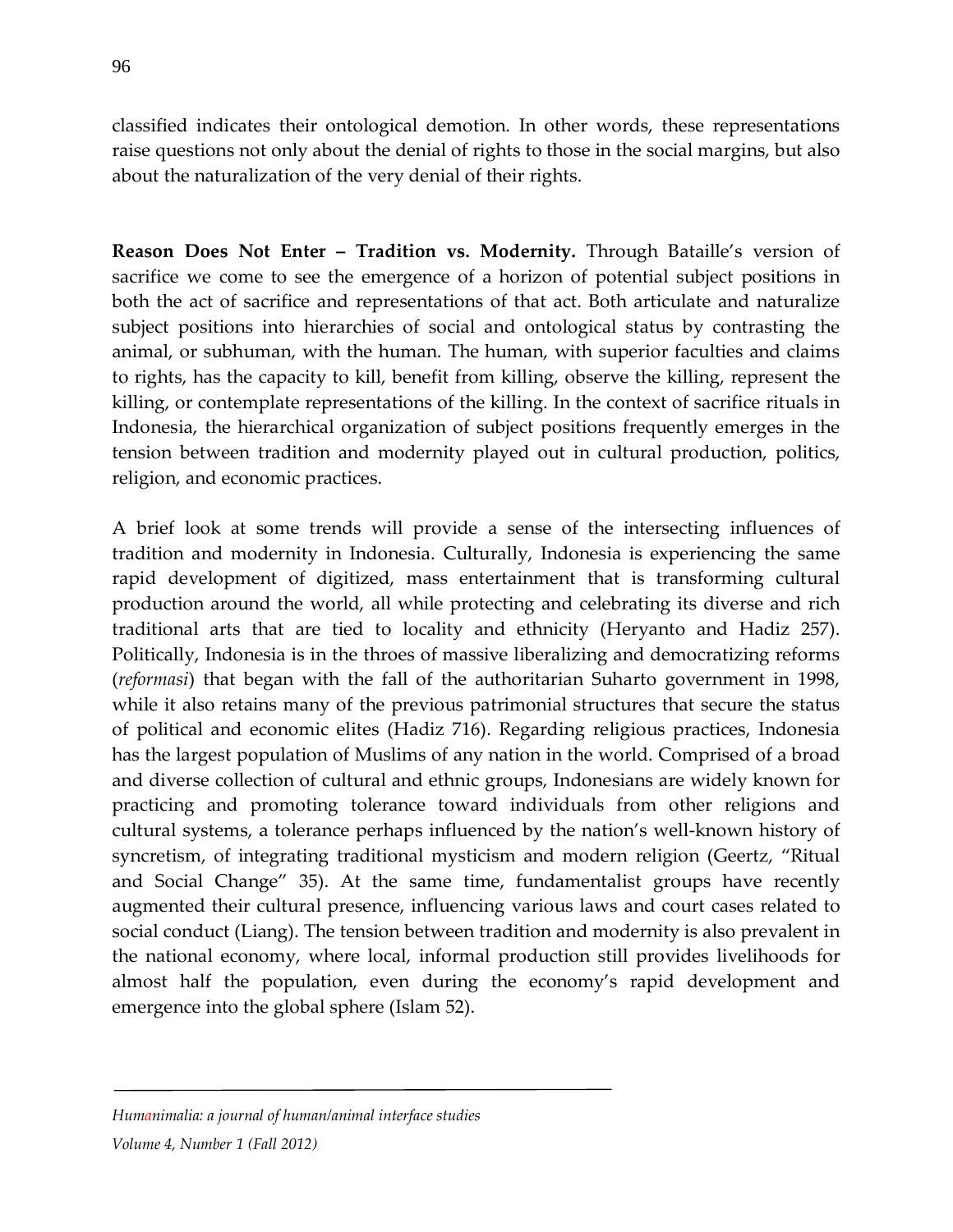classified indicates their ontological demotion. In other words, these representations raise questions not only about the denial of rights to those in the social margins, but also about the naturalization of the very denial of their rights.

**Reason Does Not Enter – Tradition vs. Modernity.** Through Bataille's version of sacrifice we come to see the emergence of a horizon of potential subject positions in both the act of sacrifice and representations of that act. Both articulate and naturalize subject positions into hierarchies of social and ontological status by contrasting the animal, or subhuman, with the human. The human, with superior faculties and claims to rights, has the capacity to kill, benefit from killing, observe the killing, represent the killing, or contemplate representations of the killing. In the context of sacrifice rituals in Indonesia, the hierarchical organization of subject positions frequently emerges in the tension between tradition and modernity played out in cultural production, politics, religion, and economic practices.

A brief look at some trends will provide a sense of the intersecting influences of tradition and modernity in Indonesia. Culturally, Indonesia is experiencing the same rapid development of digitized, mass entertainment that is transforming cultural production around the world, all while protecting and celebrating its diverse and rich traditional arts that are tied to locality and ethnicity (Heryanto and Hadiz 257). Politically, Indonesia is in the throes of massive liberalizing and democratizing reforms (*reformasi*) that began with the fall of the authoritarian Suharto government in 1998, while it also retains many of the previous patrimonial structures that secure the status of political and economic elites (Hadiz 716). Regarding religious practices, Indonesia has the largest population of Muslims of any nation in the world. Comprised of a broad and diverse collection of cultural and ethnic groups, Indonesians are widely known for practicing and promoting tolerance toward individuals from other religions and cultural systems, a tolerance perhaps influenced by the nation's well-known history of syncretism, of integrating traditional mysticism and modern religion (Geertz, "Ritual and Social Change" 35). At the same time, fundamentalist groups have recently augmented their cultural presence, influencing various laws and court cases related to social conduct (Liang). The tension between tradition and modernity is also prevalent in the national economy, where local, informal production still provides livelihoods for almost half the population, even during the economy's rapid development and emergence into the global sphere (Islam 52).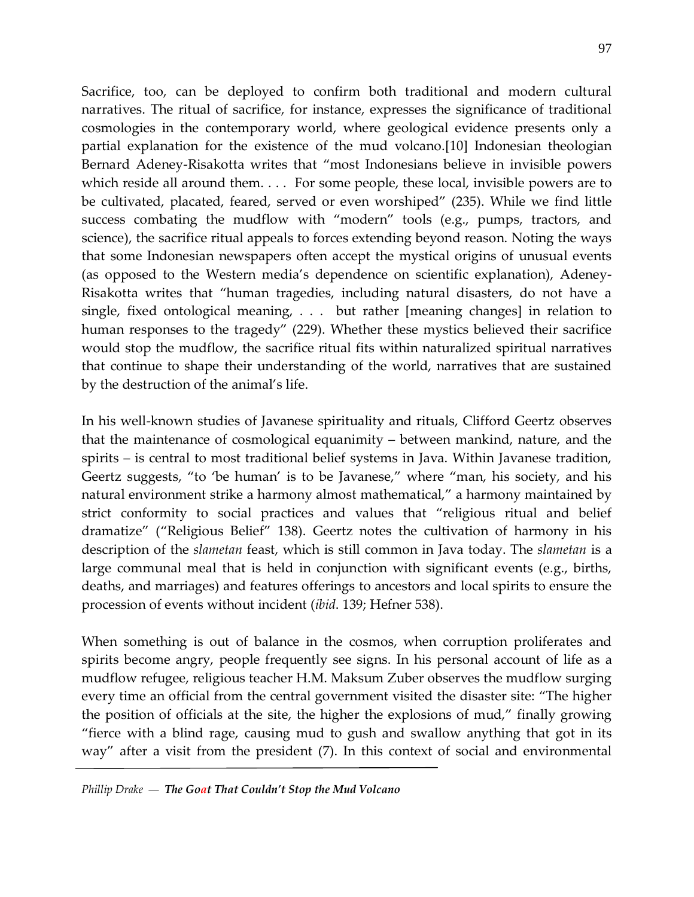Sacrifice, too, can be deployed to confirm both traditional and modern cultural narratives. The ritual of sacrifice, for instance, expresses the significance of traditional cosmologies in the contemporary world, where geological evidence presents only a partial explanation for the existence of the mud volcano.[10] Indonesian theologian Bernard Adeney-Risakotta writes that "most Indonesians believe in invisible powers which reside all around them. . . . For some people, these local, invisible powers are to be cultivated, placated, feared, served or even worshiped" (235). While we find little success combating the mudflow with "modern" tools (e.g., pumps, tractors, and science), the sacrifice ritual appeals to forces extending beyond reason. Noting the ways that some Indonesian newspapers often accept the mystical origins of unusual events (as opposed to the Western media's dependence on scientific explanation), Adeney-Risakotta writes that "human tragedies, including natural disasters, do not have a single, fixed ontological meaning, . . . but rather [meaning changes] in relation to human responses to the tragedy" (229). Whether these mystics believed their sacrifice would stop the mudflow, the sacrifice ritual fits within naturalized spiritual narratives that continue to shape their understanding of the world, narratives that are sustained by the destruction of the animal's life.

In his well-known studies of Javanese spirituality and rituals, Clifford Geertz observes that the maintenance of cosmological equanimity – between mankind, nature, and the spirits – is central to most traditional belief systems in Java. Within Javanese tradition, Geertz suggests, "to 'be human' is to be Javanese," where "man, his society, and his natural environment strike a harmony almost mathematical," a harmony maintained by strict conformity to social practices and values that "religious ritual and belief dramatize" ("Religious Belief" 138). Geertz notes the cultivation of harmony in his description of the *slametan* feast, which is still common in Java today. The *slametan* is a large communal meal that is held in conjunction with significant events (e.g., births, deaths, and marriages) and features offerings to ancestors and local spirits to ensure the procession of events without incident (*ibid*. 139; Hefner 538).

When something is out of balance in the cosmos, when corruption proliferates and spirits become angry, people frequently see signs. In his personal account of life as a mudflow refugee, religious teacher H.M. Maksum Zuber observes the mudflow surging every time an official from the central government visited the disaster site: "The higher the position of officials at the site, the higher the explosions of mud," finally growing "fierce with a blind rage, causing mud to gush and swallow anything that got in its way" after a visit from the president (7). In this context of social and environmental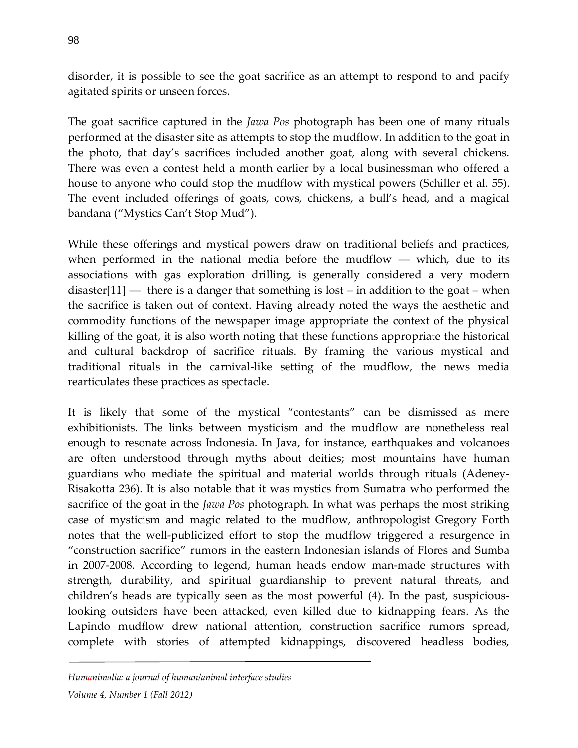disorder, it is possible to see the goat sacrifice as an attempt to respond to and pacify agitated spirits or unseen forces.

The goat sacrifice captured in the *Jawa Pos* photograph has been one of many rituals performed at the disaster site as attempts to stop the mudflow. In addition to the goat in the photo, that day's sacrifices included another goat, along with several chickens. There was even a contest held a month earlier by a local businessman who offered a house to anyone who could stop the mudflow with mystical powers (Schiller et al. 55). The event included offerings of goats, cows, chickens, a bull's head, and a magical bandana ("Mystics Can't Stop Mud").

While these offerings and mystical powers draw on traditional beliefs and practices, when performed in the national media before the mudflow — which, due to its associations with gas exploration drilling, is generally considered a very modern disaster[11] — there is a danger that something is lost – in addition to the goat – when the sacrifice is taken out of context. Having already noted the ways the aesthetic and commodity functions of the newspaper image appropriate the context of the physical killing of the goat, it is also worth noting that these functions appropriate the historical and cultural backdrop of sacrifice rituals. By framing the various mystical and traditional rituals in the carnival-like setting of the mudflow, the news media rearticulates these practices as spectacle.

It is likely that some of the mystical "contestants" can be dismissed as mere exhibitionists. The links between mysticism and the mudflow are nonetheless real enough to resonate across Indonesia. In Java, for instance, earthquakes and volcanoes are often understood through myths about deities; most mountains have human guardians who mediate the spiritual and material worlds through rituals (Adeney-Risakotta 236). It is also notable that it was mystics from Sumatra who performed the sacrifice of the goat in the *Jawa Pos* photograph. In what was perhaps the most striking case of mysticism and magic related to the mudflow, anthropologist Gregory Forth notes that the well-publicized effort to stop the mudflow triggered a resurgence in "construction sacrifice" rumors in the eastern Indonesian islands of Flores and Sumba in 2007-2008. According to legend, human heads endow man-made structures with strength, durability, and spiritual guardianship to prevent natural threats, and children's heads are typically seen as the most powerful (4). In the past, suspicious-looking outsiders have been attacked, even killed due to kidnapping fears. As the Lapindo mudflow drew national attention, construction sacrifice rumors spread, complete with stories of attempted kidnappings, discovered headless bodies,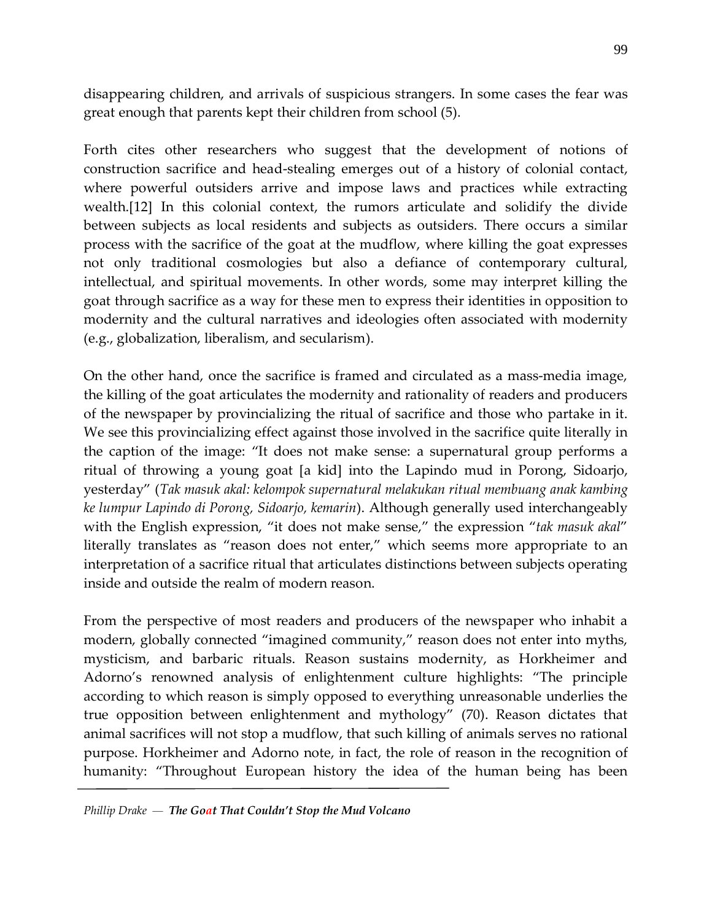disappearing children, and arrivals of suspicious strangers. In some cases the fear was great enough that parents kept their children from school (5).

Forth cites other researchers who suggest that the development of notions of construction sacrifice and head-stealing emerges out of a history of colonial contact, where powerful outsiders arrive and impose laws and practices while extracting wealth.[12] In this colonial context, the rumors articulate and solidify the divide between subjects as local residents and subjects as outsiders. There occurs a similar process with the sacrifice of the goat at the mudflow, where killing the goat expresses not only traditional cosmologies but also a defiance of contemporary cultural, intellectual, and spiritual movements. In other words, some may interpret killing the goat through sacrifice as a way for these men to express their identities in opposition to modernity and the cultural narratives and ideologies often associated with modernity (e.g., globalization, liberalism, and secularism).

On the other hand, once the sacrifice is framed and circulated as a mass-media image, the killing of the goat articulates the modernity and rationality of readers and producers of the newspaper by provincializing the ritual of sacrifice and those who partake in it. We see this provincializing effect against those involved in the sacrifice quite literally in the caption of the image: "It does not make sense: a supernatural group performs a ritual of throwing a young goat [a kid] into the Lapindo mud in Porong, Sidoarjo, yesterday" (*Tak masuk akal: kelompok supernatural melakukan ritual membuang anak kambing ke lumpur Lapindo di Porong, Sidoarjo, kemarin*). Although generally used interchangeably with the English expression, "it does not make sense," the expression "*tak masuk akal*" literally translates as "reason does not enter," which seems more appropriate to an interpretation of a sacrifice ritual that articulates distinctions between subjects operating inside and outside the realm of modern reason.

From the perspective of most readers and producers of the newspaper who inhabit a modern, globally connected "imagined community," reason does not enter into myths, mysticism, and barbaric rituals. Reason sustains modernity, as Horkheimer and Adorno's renowned analysis of enlightenment culture highlights: "The principle according to which reason is simply opposed to everything unreasonable underlies the true opposition between enlightenment and mythology" (70). Reason dictates that animal sacrifices will not stop a mudflow, that such killing of animals serves no rational purpose. Horkheimer and Adorno note, in fact, the role of reason in the recognition of humanity: "Throughout European history the idea of the human being has been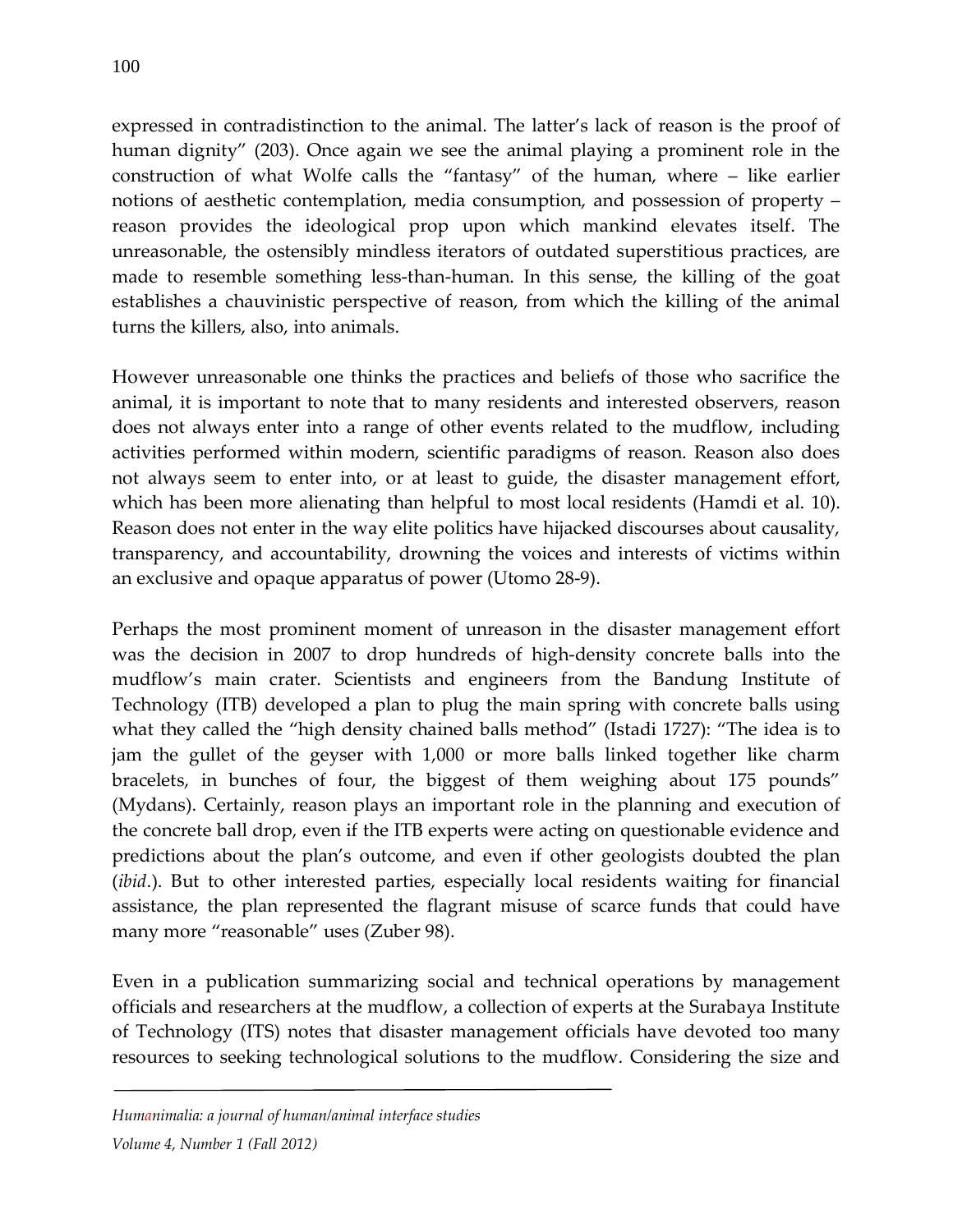expressed in contradistinction to the animal. The latter's lack of reason is the proof of human dignity" (203). Once again we see the animal playing a prominent role in the construction of what Wolfe calls the "fantasy" of the human, where – like earlier notions of aesthetic contemplation, media consumption, and possession of property – reason provides the ideological prop upon which mankind elevates itself. The unreasonable, the ostensibly mindless iterators of outdated superstitious practices, are made to resemble something less-than-human. In this sense, the killing of the goat establishes a chauvinistic perspective of reason, from which the killing of the animal turns the killers, also, into animals.

However unreasonable one thinks the practices and beliefs of those who sacrifice the animal, it is important to note that to many residents and interested observers, reason does not always enter into a range of other events related to the mudflow, including activities performed within modern, scientific paradigms of reason. Reason also does not always seem to enter into, or at least to guide, the disaster management effort, which has been more alienating than helpful to most local residents (Hamdi et al. 10). Reason does not enter in the way elite politics have hijacked discourses about causality, transparency, and accountability, drowning the voices and interests of victims within an exclusive and opaque apparatus of power (Utomo 28-9).

Perhaps the most prominent moment of unreason in the disaster management effort was the decision in 2007 to drop hundreds of high-density concrete balls into the mudflow's main crater. Scientists and engineers from the Bandung Institute of Technology (ITB) developed a plan to plug the main spring with concrete balls using what they called the "high density chained balls method" (Istadi 1727): "The idea is to jam the gullet of the geyser with 1,000 or more balls linked together like charm bracelets, in bunches of four, the biggest of them weighing about 175 pounds" (Mydans). Certainly, reason plays an important role in the planning and execution of the concrete ball drop, even if the ITB experts were acting on questionable evidence and predictions about the plan's outcome, and even if other geologists doubted the plan (*ibid*.). But to other interested parties, especially local residents waiting for financial assistance, the plan represented the flagrant misuse of scarce funds that could have many more "reasonable" uses (Zuber 98).

Even in a publication summarizing social and technical operations by management officials and researchers at the mudflow, a collection of experts at the Surabaya Institute of Technology (ITS) notes that disaster management officials have devoted too many resources to seeking technological solutions to the mudflow. Considering the size and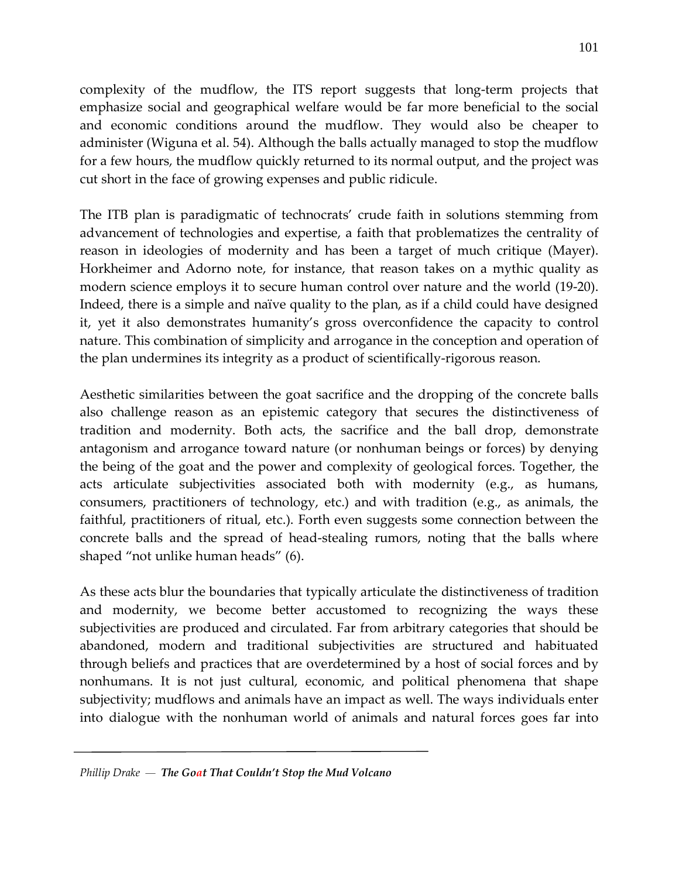complexity of the mudflow, the ITS report suggests that long-term projects that emphasize social and geographical welfare would be far more beneficial to the social and economic conditions around the mudflow. They would also be cheaper to administer (Wiguna et al. 54). Although the balls actually managed to stop the mudflow for a few hours, the mudflow quickly returned to its normal output, and the project was cut short in the face of growing expenses and public ridicule.

The ITB plan is paradigmatic of technocrats' crude faith in solutions stemming from advancement of technologies and expertise, a faith that problematizes the centrality of reason in ideologies of modernity and has been a target of much critique (Mayer). Horkheimer and Adorno note, for instance, that reason takes on a mythic quality as modern science employs it to secure human control over nature and the world (19-20). Indeed, there is a simple and naïve quality to the plan, as if a child could have designed it, yet it also demonstrates humanity's gross overconfidence the capacity to control nature. This combination of simplicity and arrogance in the conception and operation of the plan undermines its integrity as a product of scientifically-rigorous reason.

Aesthetic similarities between the goat sacrifice and the dropping of the concrete balls also challenge reason as an epistemic category that secures the distinctiveness of tradition and modernity. Both acts, the sacrifice and the ball drop, demonstrate antagonism and arrogance toward nature (or nonhuman beings or forces) by denying the being of the goat and the power and complexity of geological forces. Together, the acts articulate subjectivities associated both with modernity (e.g., as humans, consumers, practitioners of technology, etc.) and with tradition (e.g., as animals, the faithful, practitioners of ritual, etc.). Forth even suggests some connection between the concrete balls and the spread of head-stealing rumors, noting that the balls where shaped "not unlike human heads" (6).

As these acts blur the boundaries that typically articulate the distinctiveness of tradition and modernity, we become better accustomed to recognizing the ways these subjectivities are produced and circulated. Far from arbitrary categories that should be abandoned, modern and traditional subjectivities are structured and habituated through beliefs and practices that are overdetermined by a host of social forces and by nonhumans. It is not just cultural, economic, and political phenomena that shape subjectivity; mudflows and animals have an impact as well. The ways individuals enter into dialogue with the nonhuman world of animals and natural forces goes far into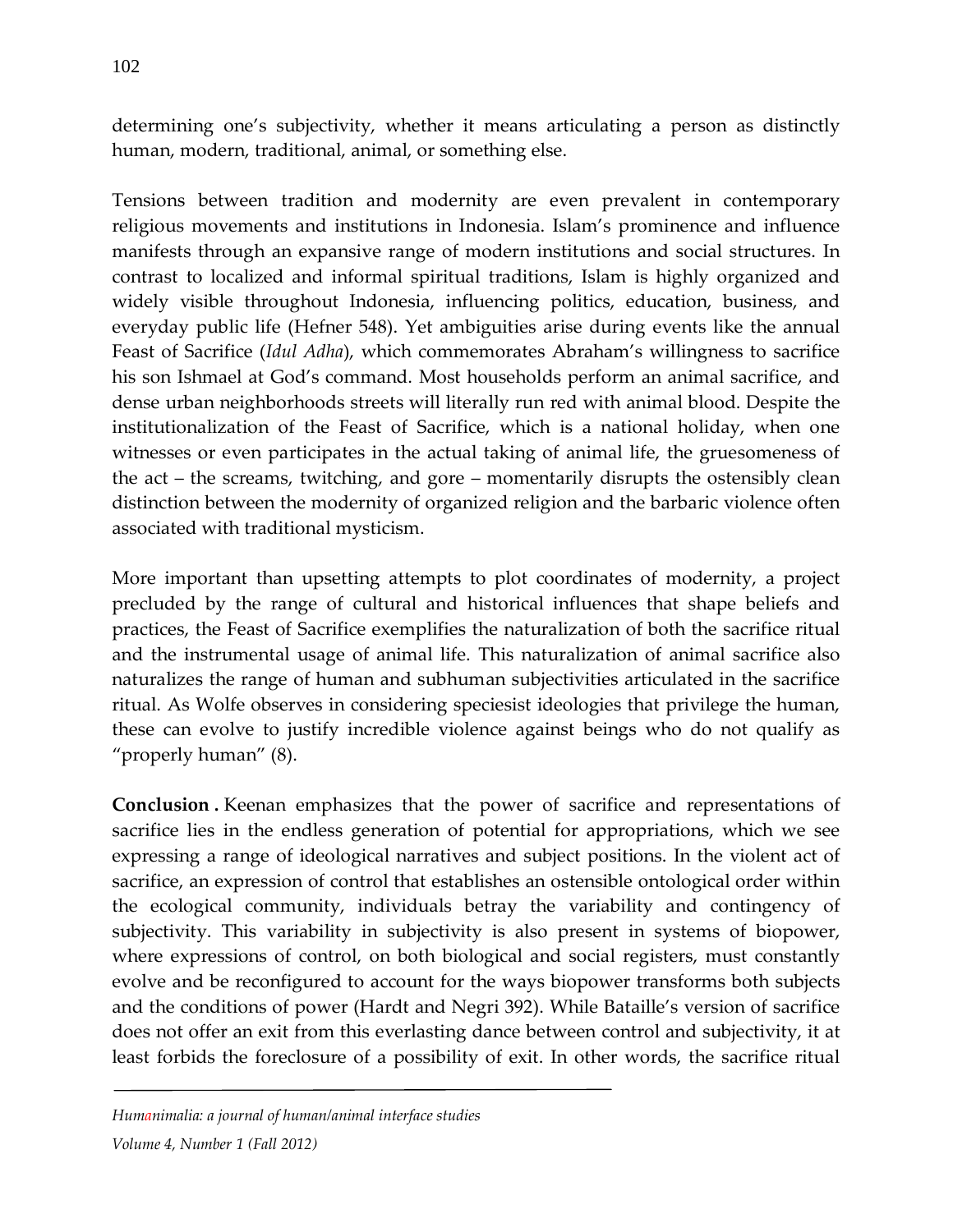determining one's subjectivity, whether it means articulating a person as distinctly human, modern, traditional, animal, or something else.

Tensions between tradition and modernity are even prevalent in contemporary religious movements and institutions in Indonesia. Islam's prominence and influence manifests through an expansive range of modern institutions and social structures. In contrast to localized and informal spiritual traditions, Islam is highly organized and widely visible throughout Indonesia, influencing politics, education, business, and everyday public life (Hefner 548). Yet ambiguities arise during events like the annual Feast of Sacrifice (*Idul Adha*), which commemorates Abraham's willingness to sacrifice his son Ishmael at God's command. Most households perform an animal sacrifice, and dense urban neighborhoods streets will literally run red with animal blood. Despite the institutionalization of the Feast of Sacrifice, which is a national holiday, when one witnesses or even participates in the actual taking of animal life, the gruesomeness of the act – the screams, twitching, and gore – momentarily disrupts the ostensibly clean distinction between the modernity of organized religion and the barbaric violence often associated with traditional mysticism.

More important than upsetting attempts to plot coordinates of modernity, a project precluded by the range of cultural and historical influences that shape beliefs and practices, the Feast of Sacrifice exemplifies the naturalization of both the sacrifice ritual and the instrumental usage of animal life. This naturalization of animal sacrifice also naturalizes the range of human and subhuman subjectivities articulated in the sacrifice ritual. As Wolfe observes in considering speciesist ideologies that privilege the human, these can evolve to justify incredible violence against beings who do not qualify as "properly human" (8).

**Conclusion .** Keenan emphasizes that the power of sacrifice and representations of sacrifice lies in the endless generation of potential for appropriations, which we see expressing a range of ideological narratives and subject positions. In the violent act of sacrifice, an expression of control that establishes an ostensible ontological order within the ecological community, individuals betray the variability and contingency of subjectivity. This variability in subjectivity is also present in systems of biopower, where expressions of control, on both biological and social registers, must constantly evolve and be reconfigured to account for the ways biopower transforms both subjects and the conditions of power (Hardt and Negri 392). While Bataille's version of sacrifice does not offer an exit from this everlasting dance between control and subjectivity, it at least forbids the foreclosure of a possibility of exit. In other words, the sacrifice ritual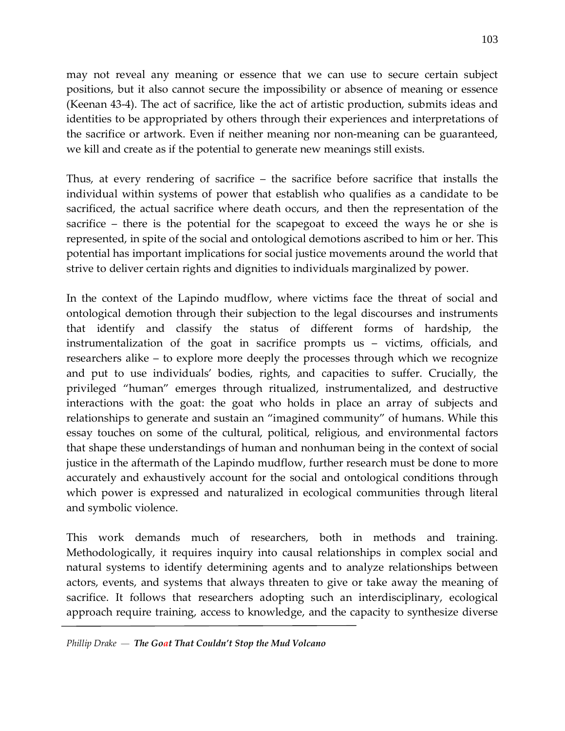may not reveal any meaning or essence that we can use to secure certain subject positions, but it also cannot secure the impossibility or absence of meaning or essence (Keenan 43-4). The act of sacrifice, like the act of artistic production, submits ideas and identities to be appropriated by others through their experiences and interpretations of the sacrifice or artwork. Even if neither meaning nor non-meaning can be guaranteed, we kill and create as if the potential to generate new meanings still exists.

Thus, at every rendering of sacrifice – the sacrifice before sacrifice that installs the individual within systems of power that establish who qualifies as a candidate to be sacrificed, the actual sacrifice where death occurs, and then the representation of the sacrifice – there is the potential for the scapegoat to exceed the ways he or she is represented, in spite of the social and ontological demotions ascribed to him or her. This potential has important implications for social justice movements around the world that strive to deliver certain rights and dignities to individuals marginalized by power.

In the context of the Lapindo mudflow, where victims face the threat of social and ontological demotion through their subjection to the legal discourses and instruments that identify and classify the status of different forms of hardship, the instrumentalization of the goat in sacrifice prompts us – victims, officials, and researchers alike – to explore more deeply the processes through which we recognize and put to use individuals' bodies, rights, and capacities to suffer. Crucially, the privileged "human" emerges through ritualized, instrumentalized, and destructive interactions with the goat: the goat who holds in place an array of subjects and relationships to generate and sustain an "imagined community" of humans. While this essay touches on some of the cultural, political, religious, and environmental factors that shape these understandings of human and nonhuman being in the context of social justice in the aftermath of the Lapindo mudflow, further research must be done to more accurately and exhaustively account for the social and ontological conditions through which power is expressed and naturalized in ecological communities through literal and symbolic violence.

This work demands much of researchers, both in methods and training. Methodologically, it requires inquiry into causal relationships in complex social and natural systems to identify determining agents and to analyze relationships between actors, events, and systems that always threaten to give or take away the meaning of sacrifice. It follows that researchers adopting such an interdisciplinary, ecological approach require training, access to knowledge, and the capacity to synthesize diverse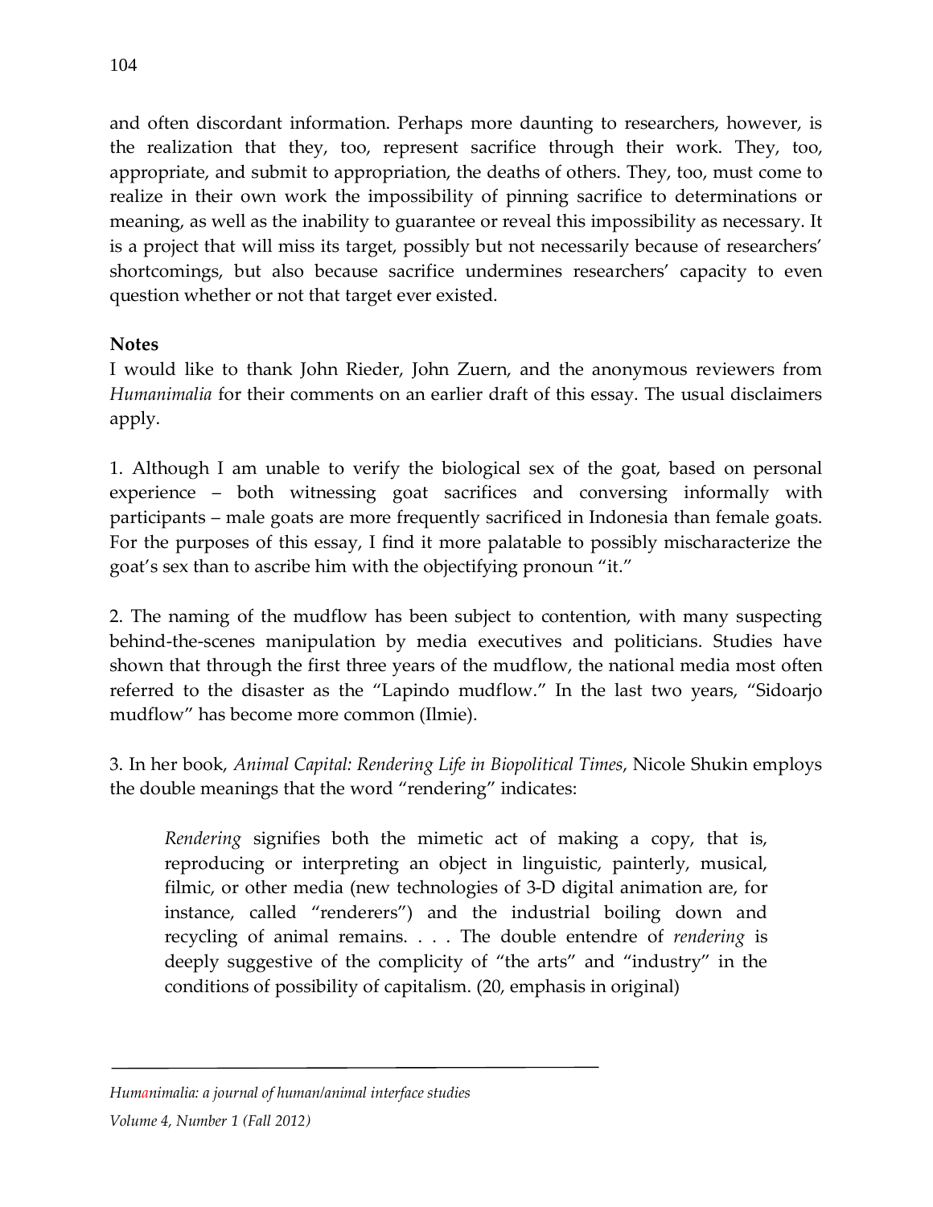and often discordant information. Perhaps more daunting to researchers, however, is the realization that they, too, represent sacrifice through their work. They, too, appropriate, and submit to appropriation, the deaths of others. They, too, must come to realize in their own work the impossibility of pinning sacrifice to determinations or meaning, as well as the inability to guarantee or reveal this impossibility as necessary. It is a project that will miss its target, possibly but not necessarily because of researchers' shortcomings, but also because sacrifice undermines researchers' capacity to even question whether or not that target ever existed.

**Notes**

I would like to thank John Rieder, John Zuern, and the anonymous reviewers from *Humanimalia* for their comments on an earlier draft of this essay. The usual disclaimers apply.

1. Although I am unable to verify the biological sex of the goat, based on personal experience – both witnessing goat sacrifices and conversing informally with participants – male goats are more frequently sacrificed in Indonesia than female goats. For the purposes of this essay, I find it more palatable to possibly mischaracterize the goat's sex than to ascribe him with the objectifying pronoun "it."

2. The naming of the mudflow has been subject to contention, with many suspecting behind-the-scenes manipulation by media executives and politicians. Studies have shown that through the first three years of the mudflow, the national media most often referred to the disaster as the "Lapindo mudflow." In the last two years, "Sidoarjo mudflow" has become more common (Ilmie).

3. In her book, *Animal Capital: Rendering Life in Biopolitical Times*, Nicole Shukin employs the double meanings that the word "rendering" indicates:

> *Rendering* signifies both the mimetic act of making a copy, that is, reproducing or interpreting an object in linguistic, painterly, musical, filmic, or other media (new technologies of 3-D digital animation are, for instance, called "renderers") and the industrial boiling down and recycling of animal remains. . . . The double entendre of *rendering* is deeply suggestive of the complicity of "the arts" and "industry" in the conditions of possibility of capitalism. (20, emphasis in original)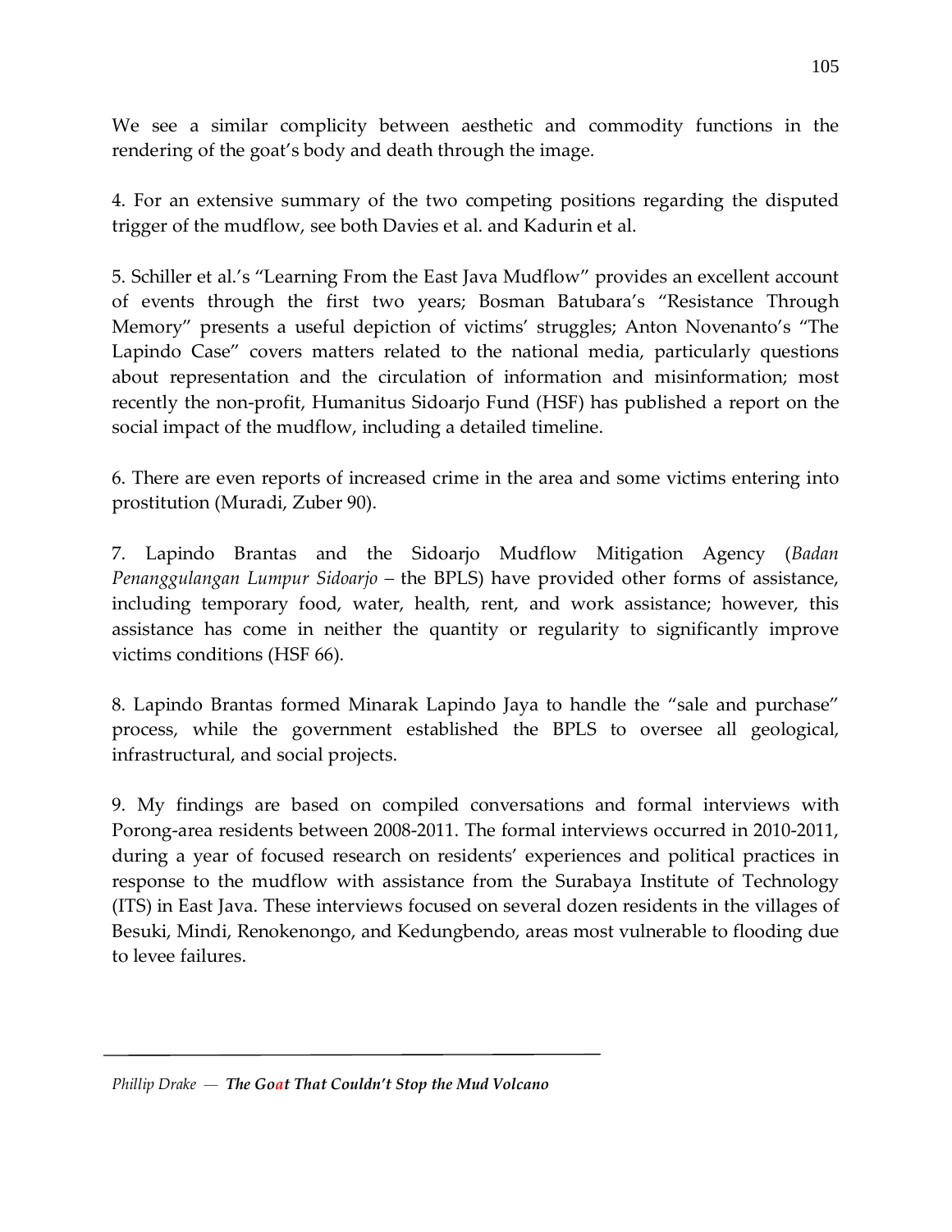We see a similar complicity between aesthetic and commodity functions in the rendering of the goat's body and death through the image.

4. For an extensive summary of the two competing positions regarding the disputed trigger of the mudflow, see both Davies et al. and Kadurin et al.

5. Schiller et al.'s "Learning From the East Java Mudflow" provides an excellent account of events through the first two years; Bosman Batubara's "Resistance Through Memory" presents a useful depiction of victims' struggles; Anton Novenanto's "The Lapindo Case" covers matters related to the national media, particularly questions about representation and the circulation of information and misinformation; most recently the non-profit, Humanitus Sidoarjo Fund (HSF) has published a report on the social impact of the mudflow, including a detailed timeline.

6. There are even reports of increased crime in the area and some victims entering into prostitution (Muradi, Zuber 90).

7. Lapindo Brantas and the Sidoarjo Mudflow Mitigation Agency (*Badan Penanggulangan Lumpur Sidoarjo* – the BPLS) have provided other forms of assistance, including temporary food, water, health, rent, and work assistance; however, this assistance has come in neither the quantity or regularity to significantly improve victims conditions (HSF 66).

8. Lapindo Brantas formed Minarak Lapindo Jaya to handle the "sale and purchase" process, while the government established the BPLS to oversee all geological, infrastructural, and social projects.

9. My findings are based on compiled conversations and formal interviews with Porong-area residents between 2008-2011. The formal interviews occurred in 2010-2011, during a year of focused research on residents' experiences and political practices in response to the mudflow with assistance from the Surabaya Institute of Technology (ITS) in East Java. These interviews focused on several dozen residents in the villages of Besuki, Mindi, Renokenongo, and Kedungbendo, areas most vulnerable to flooding due to levee failures.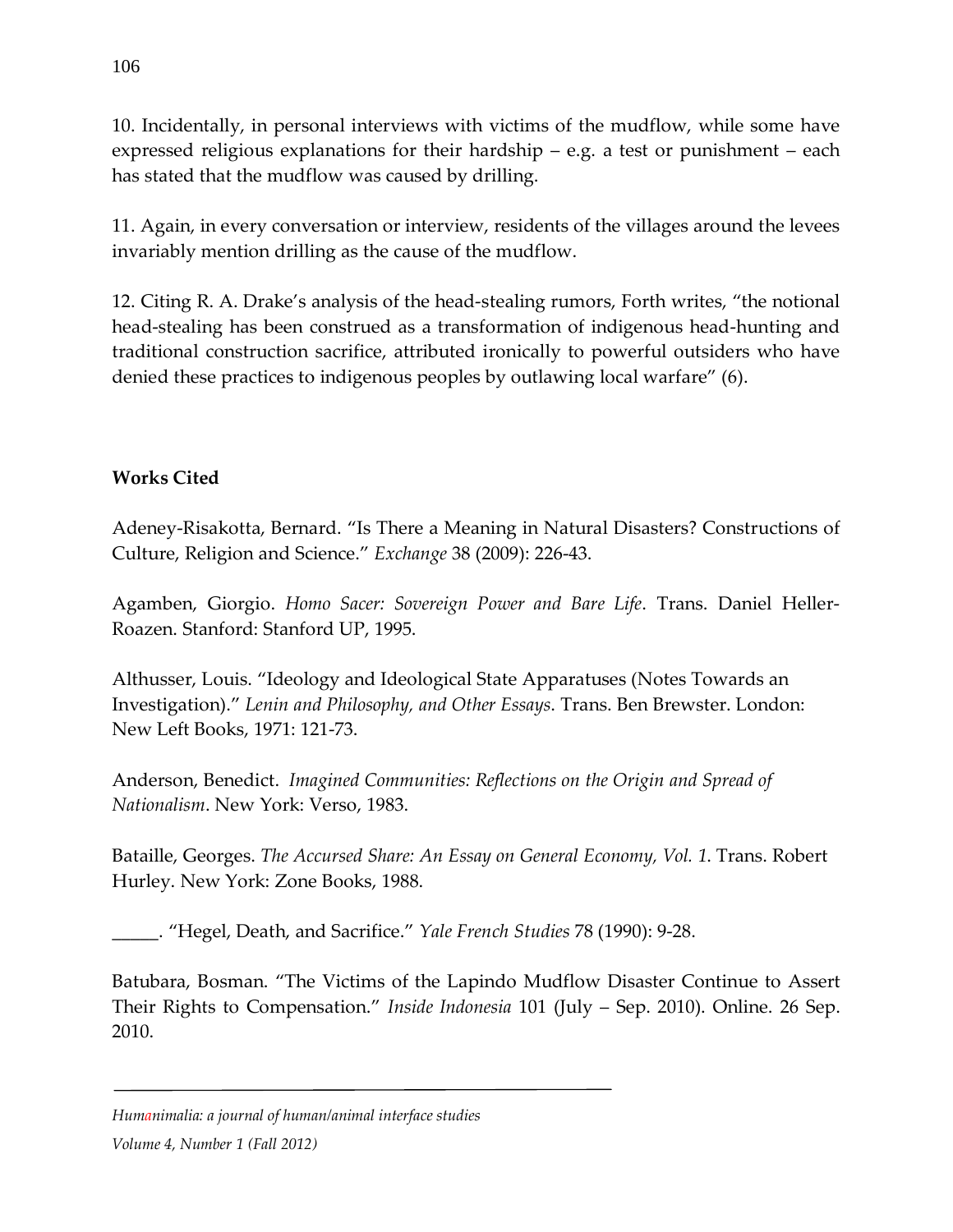10. Incidentally, in personal interviews with victims of the mudflow, while some have expressed religious explanations for their hardship – e.g. a test or punishment – each has stated that the mudflow was caused by drilling.

11. Again, in every conversation or interview, residents of the villages around the levees invariably mention drilling as the cause of the mudflow.

12. Citing R. A. Drake's analysis of the head-stealing rumors, Forth writes, "the notional head-stealing has been construed as a transformation of indigenous head-hunting and traditional construction sacrifice, attributed ironically to powerful outsiders who have denied these practices to indigenous peoples by outlawing local warfare" (6).

### Works Cited

Adeney-Risakotta, Bernard. "Is There a Meaning in Natural Disasters? Constructions of Culture, Religion and Science." *Exchange* 38 (2009): 226-43.

Agamben, Giorgio. *Homo Sacer: Sovereign Power and Bare Life*. Trans. Daniel Heller-Roazen. Stanford: Stanford UP, 1995.

Althusser, Louis. "Ideology and Ideological State Apparatuses (Notes Towards an Investigation)." *Lenin and Philosophy, and Other Essays*. Trans. Ben Brewster. London: New Left Books, 1971: 121-73.

Anderson, Benedict. *Imagined Communities: Reflections on the Origin and Spread of Nationalism*. New York: Verso, 1983.

Bataille, Georges. *The Accursed Share: An Essay on General Economy, Vol. 1*. Trans. Robert Hurley. New York: Zone Books, 1988.

_____. "Hegel, Death, and Sacrifice." *Yale French Studies* 78 (1990): 9-28.

Batubara, Bosman. "The Victims of the Lapindo Mudflow Disaster Continue to Assert Their Rights to Compensation." *Inside Indonesia* 101 (July – Sep. 2010). Online. 26 Sep. 2010.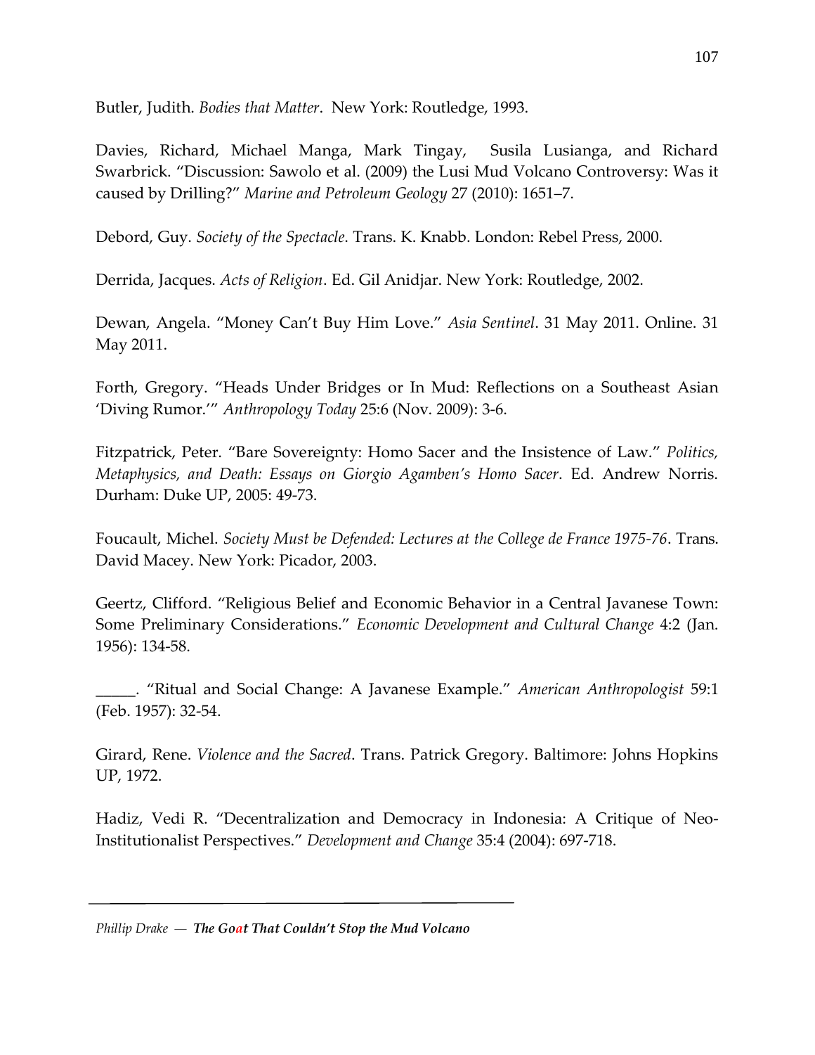Butler, Judith. *Bodies that Matter*. New York: Routledge, 1993.

Davies, Richard, Michael Manga, Mark Tingay, Susila Lusianga, and Richard Swarbrick. "Discussion: Sawolo et al. (2009) the Lusi Mud Volcano Controversy: Was it caused by Drilling?" *Marine and Petroleum Geology* 27 (2010): 1651–7.

Debord, Guy. *Society of the Spectacle*. Trans. K. Knabb. London: Rebel Press, 2000.

Derrida, Jacques. *Acts of Religion*. Ed. Gil Anidjar. New York: Routledge, 2002.

Dewan, Angela. "Money Can't Buy Him Love." *Asia Sentinel*. 31 May 2011. Online. 31 May 2011.

Forth, Gregory. "Heads Under Bridges or In Mud: Reflections on a Southeast Asian 'Diving Rumor.'" *Anthropology Today* 25:6 (Nov. 2009): 3-6.

Fitzpatrick, Peter. "Bare Sovereignty: Homo Sacer and the Insistence of Law." *Politics, Metaphysics, and Death: Essays on Giorgio Agamben's Homo Sacer*. Ed. Andrew Norris. Durham: Duke UP, 2005: 49-73.

Foucault, Michel. *Society Must be Defended: Lectures at the College de France 1975-76*. Trans. David Macey. New York: Picador, 2003.

Geertz, Clifford. "Religious Belief and Economic Behavior in a Central Javanese Town: Some Preliminary Considerations." *Economic Development and Cultural Change* 4:2 (Jan. 1956): 134-58.

_____. "Ritual and Social Change: A Javanese Example." *American Anthropologist* 59:1 (Feb. 1957): 32-54.

Girard, Rene. *Violence and the Sacred*. Trans. Patrick Gregory. Baltimore: Johns Hopkins UP, 1972.

Hadiz, Vedi R. "Decentralization and Democracy in Indonesia: A Critique of Neo-Institutionalist Perspectives." *Development and Change* 35:4 (2004): 697-718.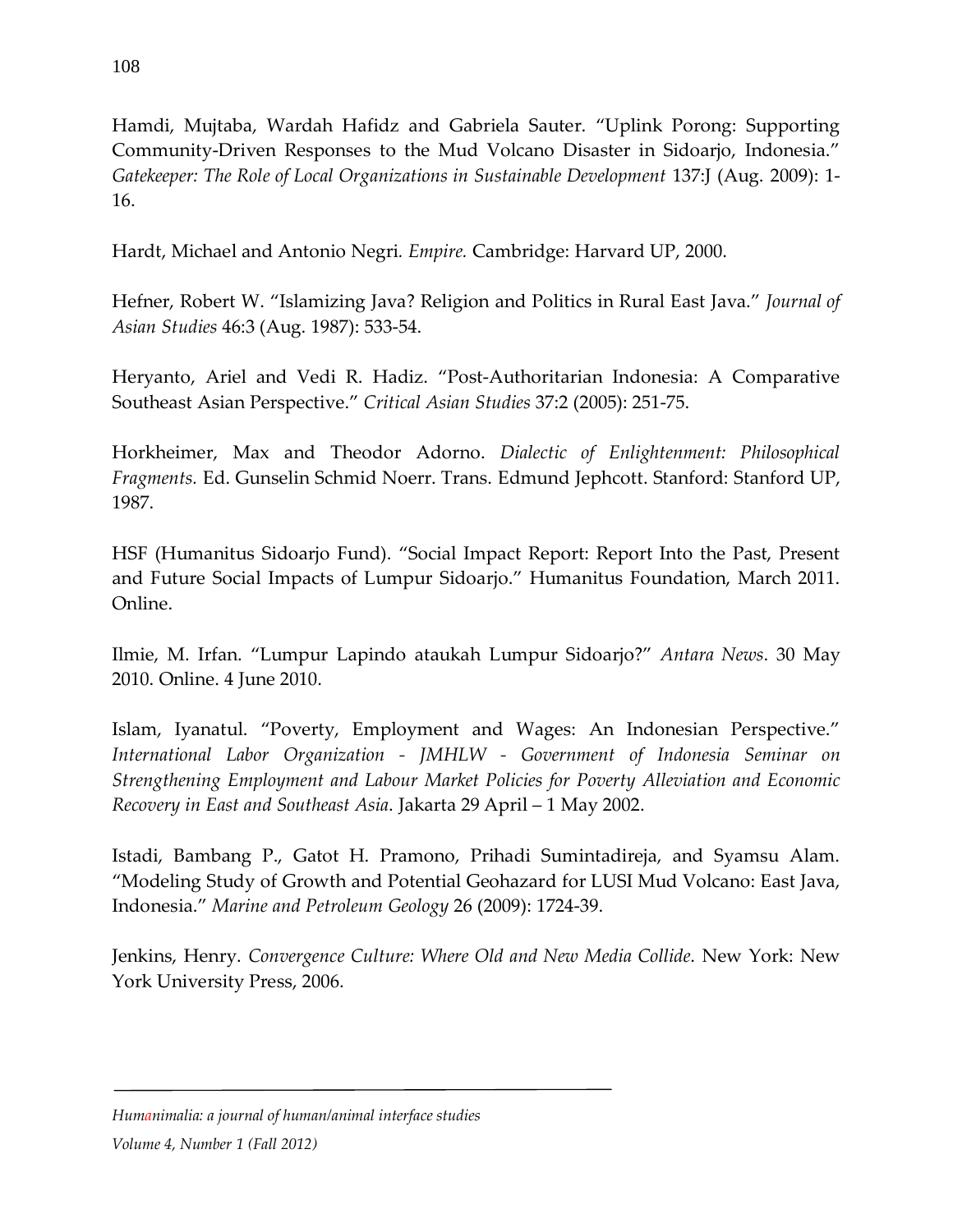Hamdi, Mujtaba, Wardah Hafidz and Gabriela Sauter. "Uplink Porong: Supporting Community-Driven Responses to the Mud Volcano Disaster in Sidoarjo, Indonesia." *Gatekeeper: The Role of Local Organizations in Sustainable Development* 137:J (Aug. 2009): 1-16.

Hardt, Michael and Antonio Negri. *Empire.* Cambridge: Harvard UP, 2000.

Hefner, Robert W. "Islamizing Java? Religion and Politics in Rural East Java." *Journal of Asian Studies* 46:3 (Aug. 1987): 533-54.

Heryanto, Ariel and Vedi R. Hadiz. "Post-Authoritarian Indonesia: A Comparative Southeast Asian Perspective." *Critical Asian Studies* 37:2 (2005): 251-75.

Horkheimer, Max and Theodor Adorno. *Dialectic of Enlightenment: Philosophical Fragments.* Ed. Gunselin Schmid Noerr. Trans. Edmund Jephcott. Stanford: Stanford UP, 1987.

HSF (Humanitus Sidoarjo Fund). "Social Impact Report: Report Into the Past, Present and Future Social Impacts of Lumpur Sidoarjo." Humanitus Foundation, March 2011. Online.

Ilmie, M. Irfan. "Lumpur Lapindo ataukah Lumpur Sidoarjo?" *Antara News*. 30 May 2010. Online. 4 June 2010.

Islam, Iyanatul. "Poverty, Employment and Wages: An Indonesian Perspective." *International Labor Organization - JMHLW - Government of Indonesia Seminar on Strengthening Employment and Labour Market Policies for Poverty Alleviation and Economic Recovery in East and Southeast Asia*. Jakarta 29 April – 1 May 2002.

Istadi, Bambang P., Gatot H. Pramono, Prihadi Sumintadireja, and Syamsu Alam. "Modeling Study of Growth and Potential Geohazard for LUSI Mud Volcano: East Java, Indonesia." *Marine and Petroleum Geology* 26 (2009): 1724-39.

Jenkins, Henry. *Convergence Culture: Where Old and New Media Collide*. New York: New York University Press, 2006.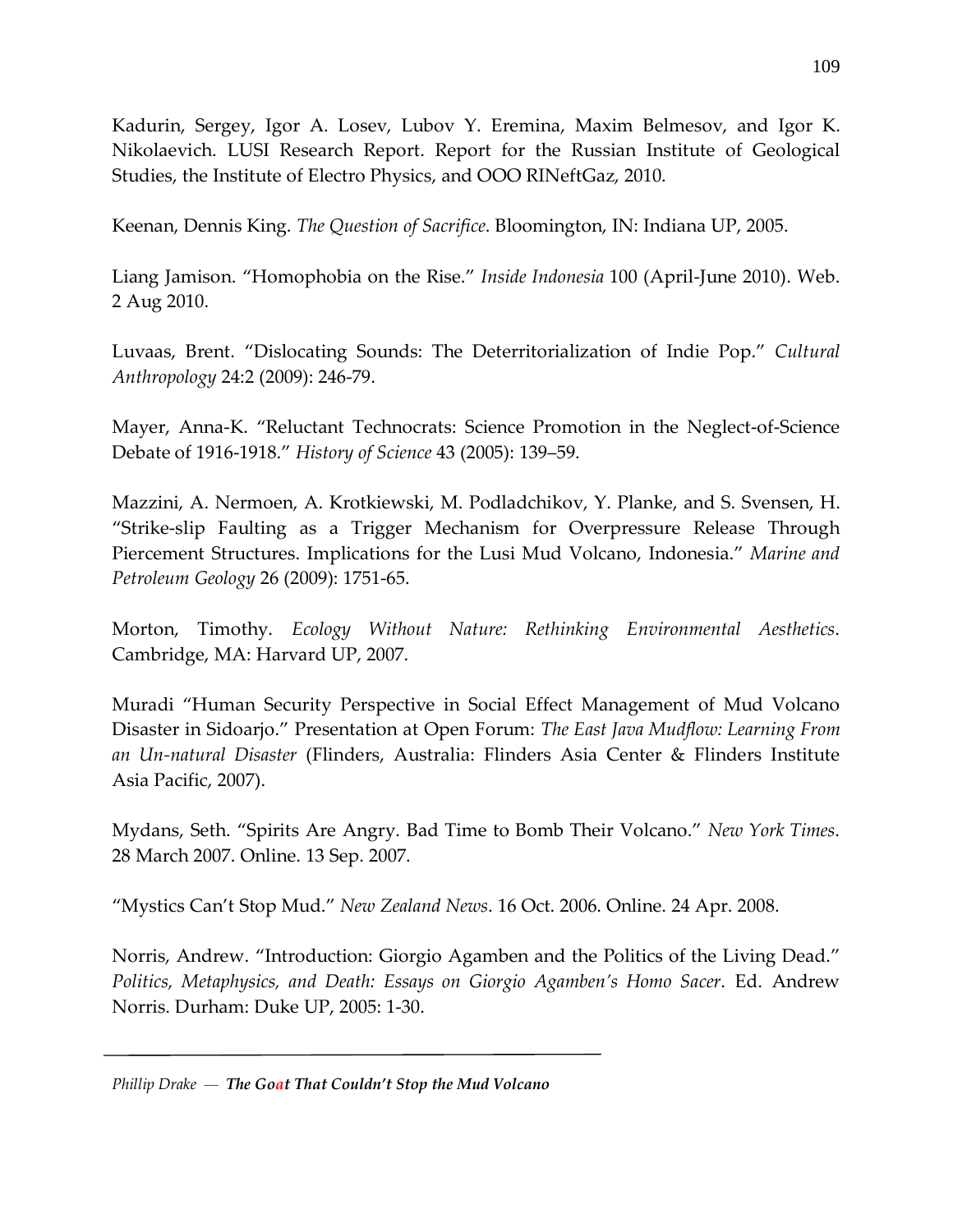Kadurin, Sergey, Igor A. Losev, Lubov Y. Eremina, Maxim Belmesov, and Igor K. Nikolaevich. LUSI Research Report. Report for the Russian Institute of Geological Studies, the Institute of Electro Physics, and OOO RINeftGaz, 2010.

Keenan, Dennis King. *The Question of Sacrifice*. Bloomington, IN: Indiana UP, 2005.

Liang Jamison. "Homophobia on the Rise." *Inside Indonesia* 100 (April-June 2010). Web. 2 Aug 2010.

Luvaas, Brent. "Dislocating Sounds: The Deterritorialization of Indie Pop." *Cultural Anthropology* 24:2 (2009): 246-79.

Mayer, Anna-K. "Reluctant Technocrats: Science Promotion in the Neglect-of-Science Debate of 1916-1918." *History of Science* 43 (2005): 139–59.

Mazzini, A. Nermoen, A. Krotkiewski, M. Podladchikov, Y. Planke, and S. Svensen, H. "Strike-slip Faulting as a Trigger Mechanism for Overpressure Release Through Piercement Structures. Implications for the Lusi Mud Volcano, Indonesia." *Marine and Petroleum Geology* 26 (2009): 1751-65.

Morton, Timothy. *Ecology Without Nature: Rethinking Environmental Aesthetics*. Cambridge, MA: Harvard UP, 2007.

Muradi "Human Security Perspective in Social Effect Management of Mud Volcano Disaster in Sidoarjo." Presentation at Open Forum: *The East Java Mudflow: Learning From an Un-natural Disaster* (Flinders, Australia: Flinders Asia Center & Flinders Institute Asia Pacific, 2007).

Mydans, Seth. "Spirits Are Angry. Bad Time to Bomb Their Volcano." *New York Times*. 28 March 2007. Online. 13 Sep. 2007.

"Mystics Can't Stop Mud." *New Zealand News*. 16 Oct. 2006. Online. 24 Apr. 2008.

Norris, Andrew. "Introduction: Giorgio Agamben and the Politics of the Living Dead." *Politics, Metaphysics, and Death: Essays on Giorgio Agamben's Homo Sacer*. Ed. Andrew Norris. Durham: Duke UP, 2005: 1-30.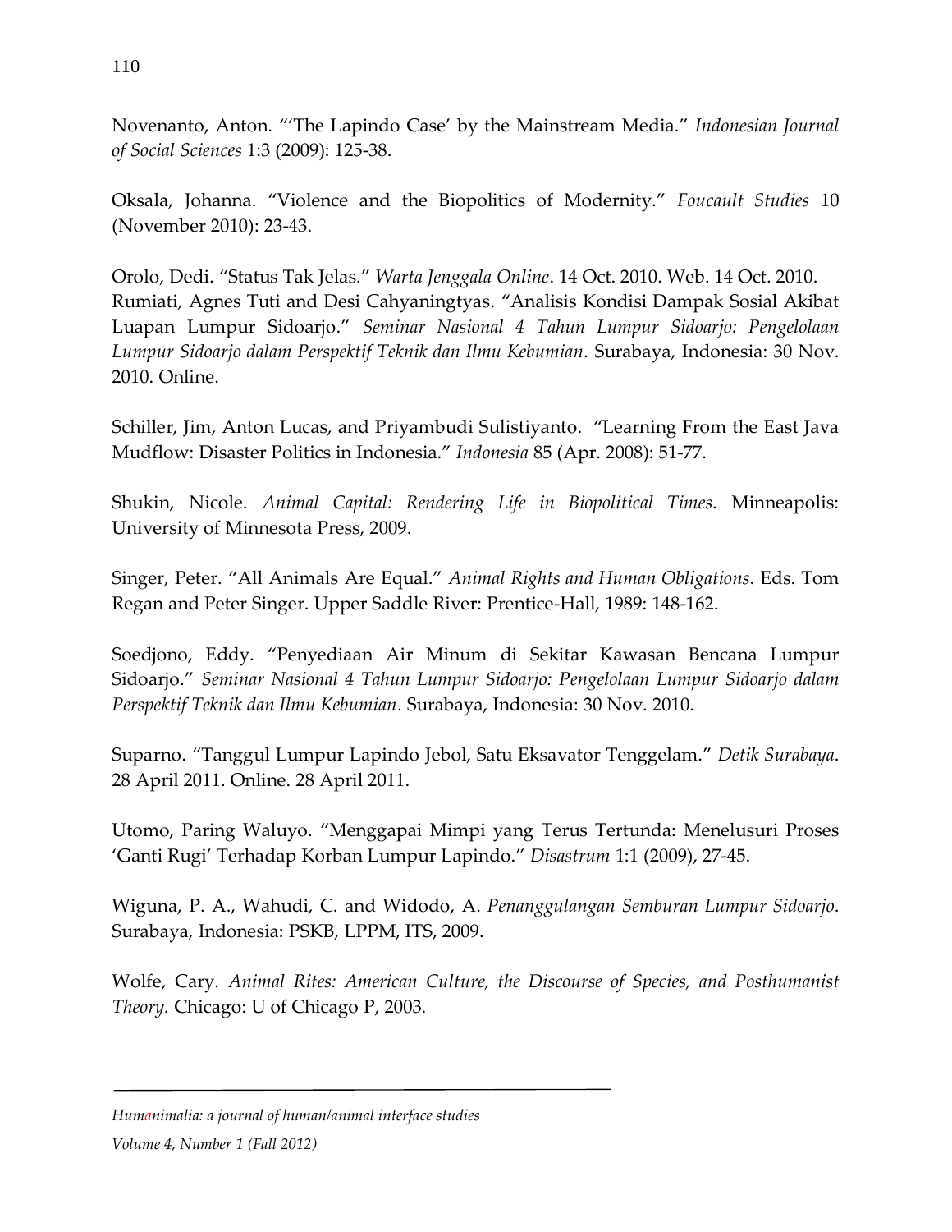Novenanto, Anton. "'The Lapindo Case' by the Mainstream Media." *Indonesian Journal of Social Sciences* 1:3 (2009): 125-38.

Oksala, Johanna. "Violence and the Biopolitics of Modernity." *Foucault Studies* 10 (November 2010): 23-43.

Orolo, Dedi. "Status Tak Jelas." *Warta Jenggala Online*. 14 Oct. 2010. Web. 14 Oct. 2010.

Rumiati, Agnes Tuti and Desi Cahyaningtyas. "Analisis Kondisi Dampak Sosial Akibat Luapan Lumpur Sidoarjo." *Seminar Nasional 4 Tahun Lumpur Sidoarjo: Pengelolaan Lumpur Sidoarjo dalam Perspektif Teknik dan Ilmu Kebumian*. Surabaya, Indonesia: 30 Nov. 2010. Online.

Schiller, Jim, Anton Lucas, and Priyambudi Sulistiyanto. "Learning From the East Java Mudflow: Disaster Politics in Indonesia." *Indonesia* 85 (Apr. 2008): 51-77.

Shukin, Nicole. *Animal Capital: Rendering Life in Biopolitical Times*. Minneapolis: University of Minnesota Press, 2009.

Singer, Peter. "All Animals Are Equal." *Animal Rights and Human Obligations*. Eds. Tom Regan and Peter Singer. Upper Saddle River: Prentice-Hall, 1989: 148-162.

Soedjono, Eddy. "Penyediaan Air Minum di Sekitar Kawasan Bencana Lumpur Sidoarjo." *Seminar Nasional 4 Tahun Lumpur Sidoarjo: Pengelolaan Lumpur Sidoarjo dalam Perspektif Teknik dan Ilmu Kebumian*. Surabaya, Indonesia: 30 Nov. 2010.

Suparno. "Tanggul Lumpur Lapindo Jebol, Satu Eksavator Tenggelam." *Detik Surabaya*. 28 April 2011. Online. 28 April 2011.

Utomo, Paring Waluyo. "Menggapai Mimpi yang Terus Tertunda: Menelusuri Proses 'Ganti Rugi' Terhadap Korban Lumpur Lapindo." *Disastrum* 1:1 (2009), 27-45.

Wiguna, P. A., Wahudi, C. and Widodo, A. *Penanggulangan Semburan Lumpur Sidoarjo*. Surabaya, Indonesia: PSKB, LPPM, ITS, 2009.

Wolfe, Cary. *Animal Rites: American Culture, the Discourse of Species, and Posthumanist Theory.* Chicago: U of Chicago P, 2003.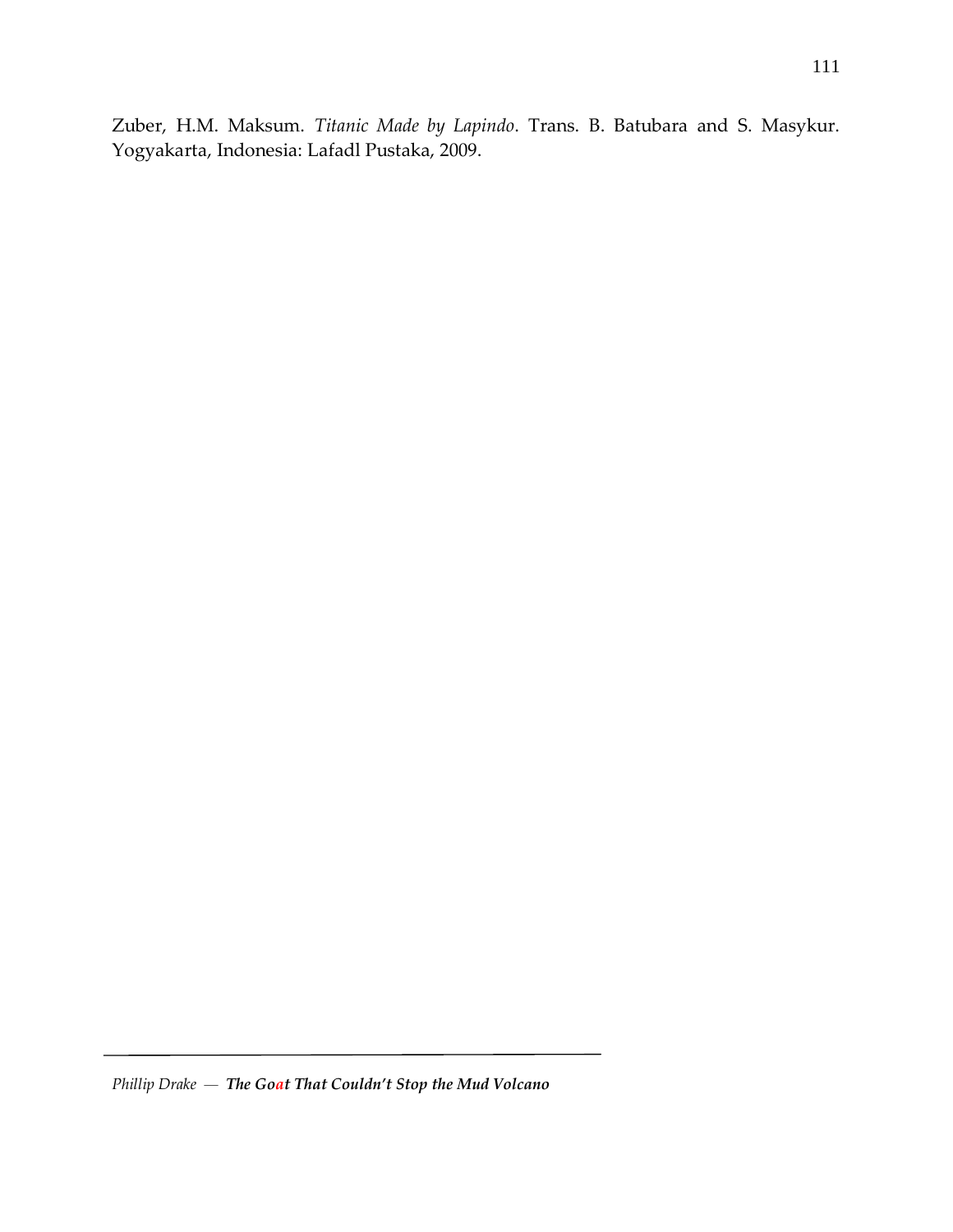Zuber, H.M. Maksum. *Titanic Made by Lapindo*. Trans. B. Batubara and S. Masykur. Yogyakarta, Indonesia: Lafadl Pustaka, 2009.